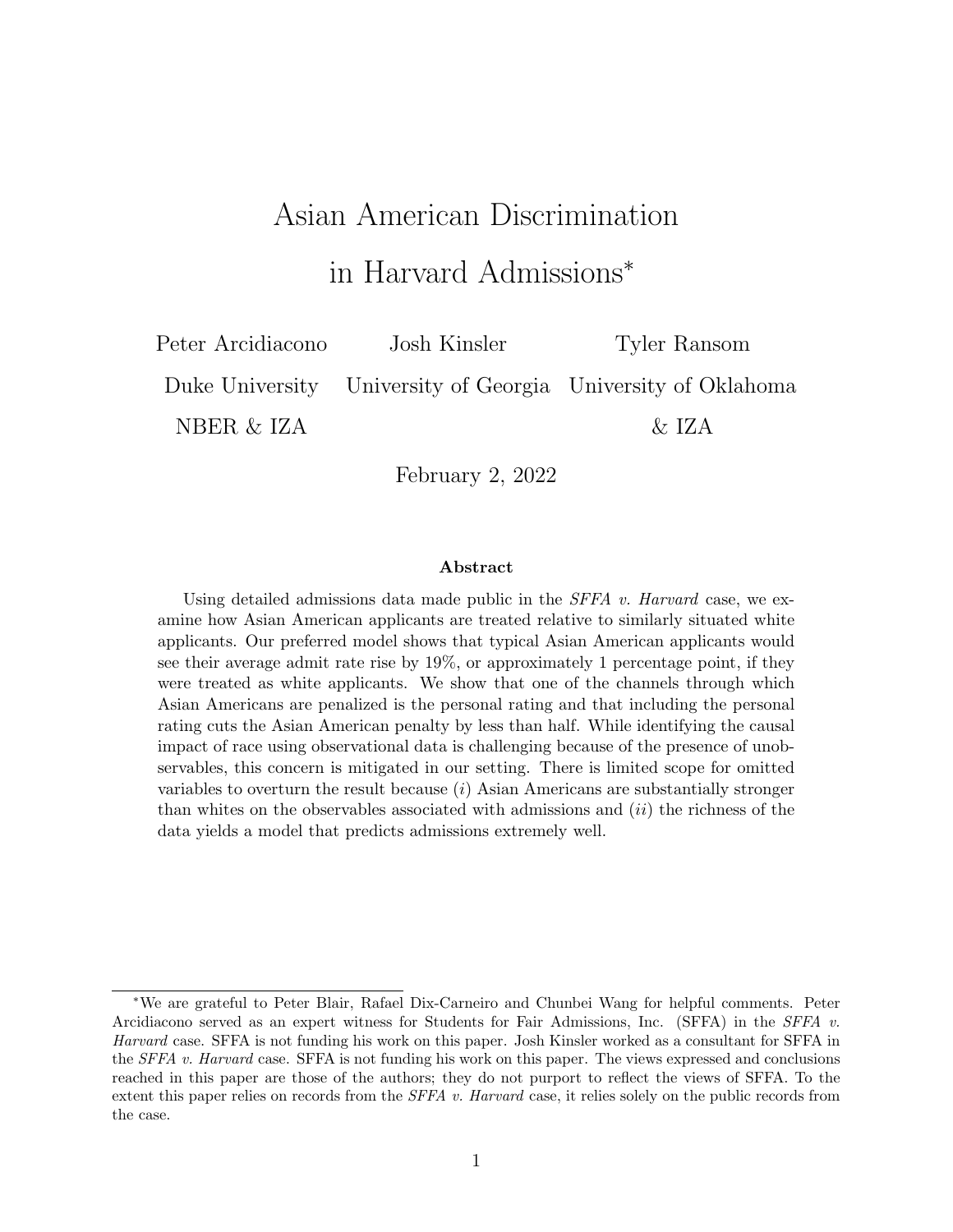# Asian American Discrimination in Harvard Admissions*

Peter Arcidiacono
Duke University
NBER & IZA

Josh Kinsler
University of Georgia

Tyler Ransom
University of Oklahoma
& IZA

February 2, 2022

**Abstract**

Using detailed admissions data made public in the *SFFA v. Harvard* case, we examine how Asian American applicants are treated relative to similarly situated white applicants. Our preferred model shows that typical Asian American applicants would see their average admit rate rise by 19%, or approximately 1 percentage point, if they were treated as white applicants. We show that one of the channels through which Asian Americans are penalized is the personal rating and that including the personal rating cuts the Asian American penalty by less than half. While identifying the causal impact of race using observational data is challenging because of the presence of unobservables, this concern is mitigated in our setting. There is limited scope for omitted variables to overturn the result because (*i*) Asian Americans are substantially stronger than whites on the observables associated with admissions and (*ii*) the richness of the data yields a model that predicts admissions extremely well.

---

*We are grateful to Peter Blair, Rafael Dix-Carneiro and Chunbei Wang for helpful comments. Peter Arcidiacono served as an expert witness for Students for Fair Admissions, Inc. (SFFA) in the *SFFA v. Harvard* case. SFFA is not funding his work on this paper. Josh Kinsler worked as a consultant for SFFA in the *SFFA v. Harvard* case. SFFA is not funding his work on this paper. The views expressed and conclusions reached in this paper are those of the authors; they do not purport to reflect the views of SFFA. To the extent this paper relies on records from the *SFFA v. Harvard* case, it relies solely on the public records from the case.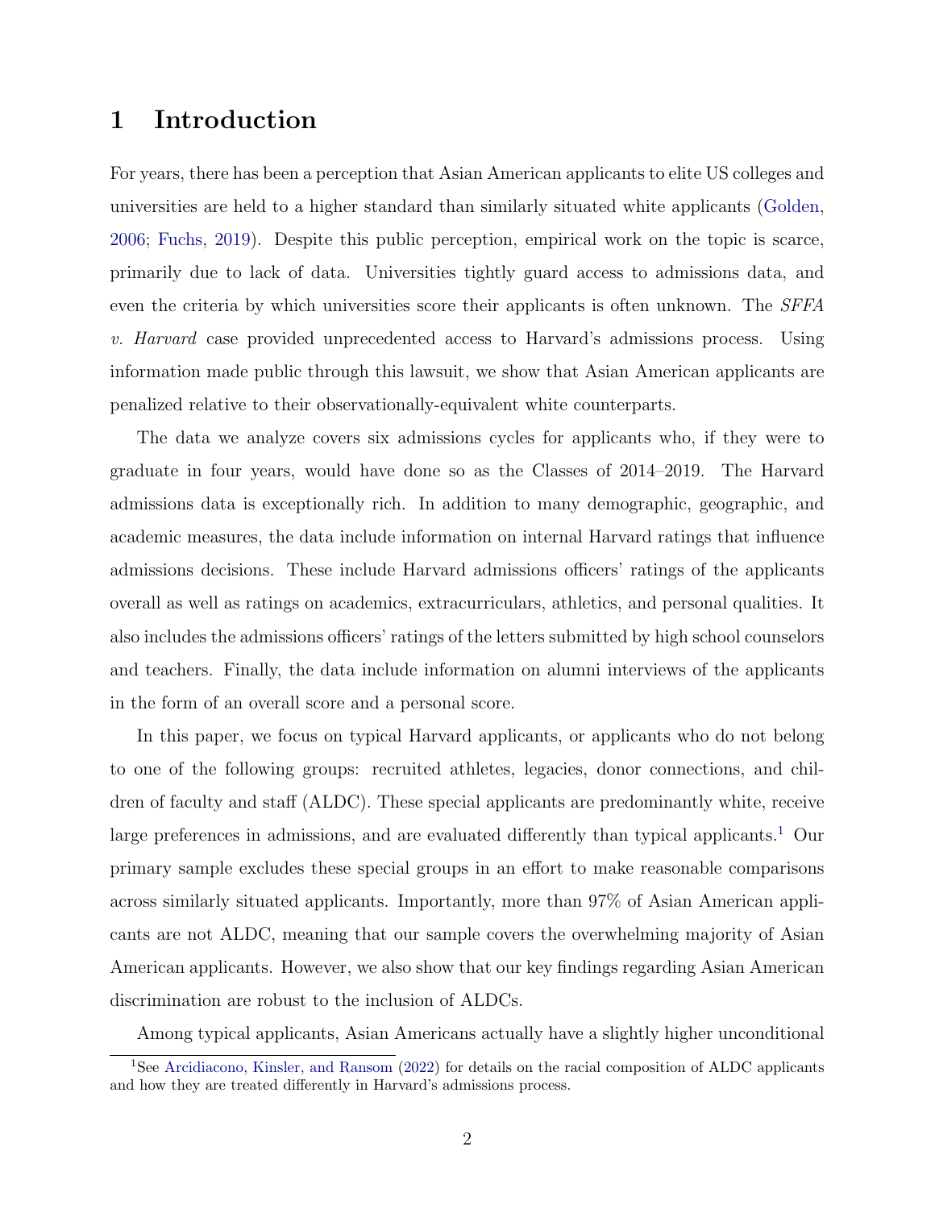# 1 Introduction

For years, there has been a perception that Asian American applicants to elite US colleges and universities are held to a higher standard than similarly situated white applicants (Golden, 2006; Fuchs, 2019). Despite this public perception, empirical work on the topic is scarce, primarily due to lack of data. Universities tightly guard access to admissions data, and even the criteria by which universities score their applicants is often unknown. The *SFFA v. Harvard* case provided unprecedented access to Harvard's admissions process. Using information made public through this lawsuit, we show that Asian American applicants are penalized relative to their observationally-equivalent white counterparts.

The data we analyze covers six admissions cycles for applicants who, if they were to graduate in four years, would have done so as the Classes of 2014–2019. The Harvard admissions data is exceptionally rich. In addition to many demographic, geographic, and academic measures, the data include information on internal Harvard ratings that influence admissions decisions. These include Harvard admissions officers' ratings of the applicants overall as well as ratings on academics, extracurriculars, athletics, and personal qualities. It also includes the admissions officers' ratings of the letters submitted by high school counselors and teachers. Finally, the data include information on alumni interviews of the applicants in the form of an overall score and a personal score.

In this paper, we focus on typical Harvard applicants, or applicants who do not belong to one of the following groups: recruited athletes, legacies, donor connections, and children of faculty and staff (ALDC). These special applicants are predominantly white, receive large preferences in admissions, and are evaluated differently than typical applicants.[1] Our primary sample excludes these special groups in an effort to make reasonable comparisons across similarly situated applicants. Importantly, more than 97% of Asian American applicants are not ALDC, meaning that our sample covers the overwhelming majority of Asian American applicants. However, we also show that our key findings regarding Asian American discrimination are robust to the inclusion of ALDCs.

Among typical applicants, Asian Americans actually have a slightly higher unconditional

[1] See Arcidiacono, Kinsler, and Ransom (2022) for details on the racial composition of ALDC applicants and how they are treated differently in Harvard's admissions process.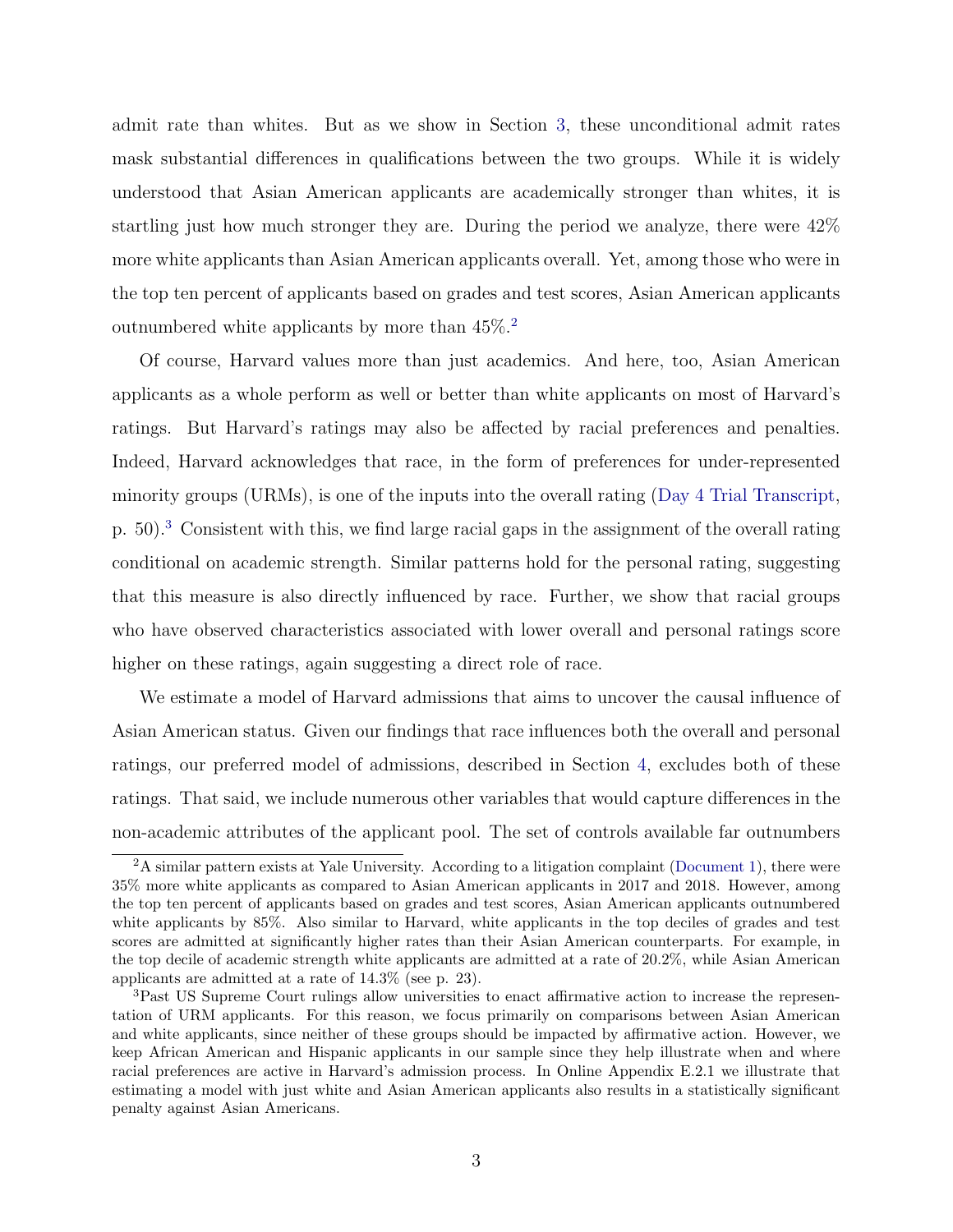admit rate than whites. But as we show in Section 3, these unconditional admit rates mask substantial differences in qualifications between the two groups. While it is widely understood that Asian American applicants are academically stronger than whites, it is startling just how much stronger they are. During the period we analyze, there were 42% more white applicants than Asian American applicants overall. Yet, among those who were in the top ten percent of applicants based on grades and test scores, Asian American applicants outnumbered white applicants by more than 45%.[2]

Of course, Harvard values more than just academics. And here, too, Asian American applicants as a whole perform as well or better than white applicants on most of Harvard's ratings. But Harvard's ratings may also be affected by racial preferences and penalties. Indeed, Harvard acknowledges that race, in the form of preferences for under-represented minority groups (URMs), is one of the inputs into the overall rating (Day 4 Trial Transcript, p. 50).[3] Consistent with this, we find large racial gaps in the assignment of the overall rating conditional on academic strength. Similar patterns hold for the personal rating, suggesting that this measure is also directly influenced by race. Further, we show that racial groups who have observed characteristics associated with lower overall and personal ratings score higher on these ratings, again suggesting a direct role of race.

We estimate a model of Harvard admissions that aims to uncover the causal influence of Asian American status. Given our findings that race influences both the overall and personal ratings, our preferred model of admissions, described in Section 4, excludes both of these ratings. That said, we include numerous other variables that would capture differences in the non-academic attributes of the applicant pool. The set of controls available far outnumbers

[2] A similar pattern exists at Yale University. According to a litigation complaint (Document 1), there were 35% more white applicants as compared to Asian American applicants in 2017 and 2018. However, among the top ten percent of applicants based on grades and test scores, Asian American applicants outnumbered white applicants by 85%. Also similar to Harvard, white applicants in the top deciles of grades and test scores are admitted at significantly higher rates than their Asian American counterparts. For example, in the top decile of academic strength white applicants are admitted at a rate of 20.2%, while Asian American applicants are admitted at a rate of 14.3% (see p. 23).

[3] Past US Supreme Court rulings allow universities to enact affirmative action to increase the representation of URM applicants. For this reason, we focus primarily on comparisons between Asian American and white applicants, since neither of these groups should be impacted by affirmative action. However, we keep African American and Hispanic applicants in our sample since they help illustrate when and where racial preferences are active in Harvard's admission process. In Online Appendix E.2.1 we illustrate that estimating a model with just white and Asian American applicants also results in a statistically significant penalty against Asian Americans.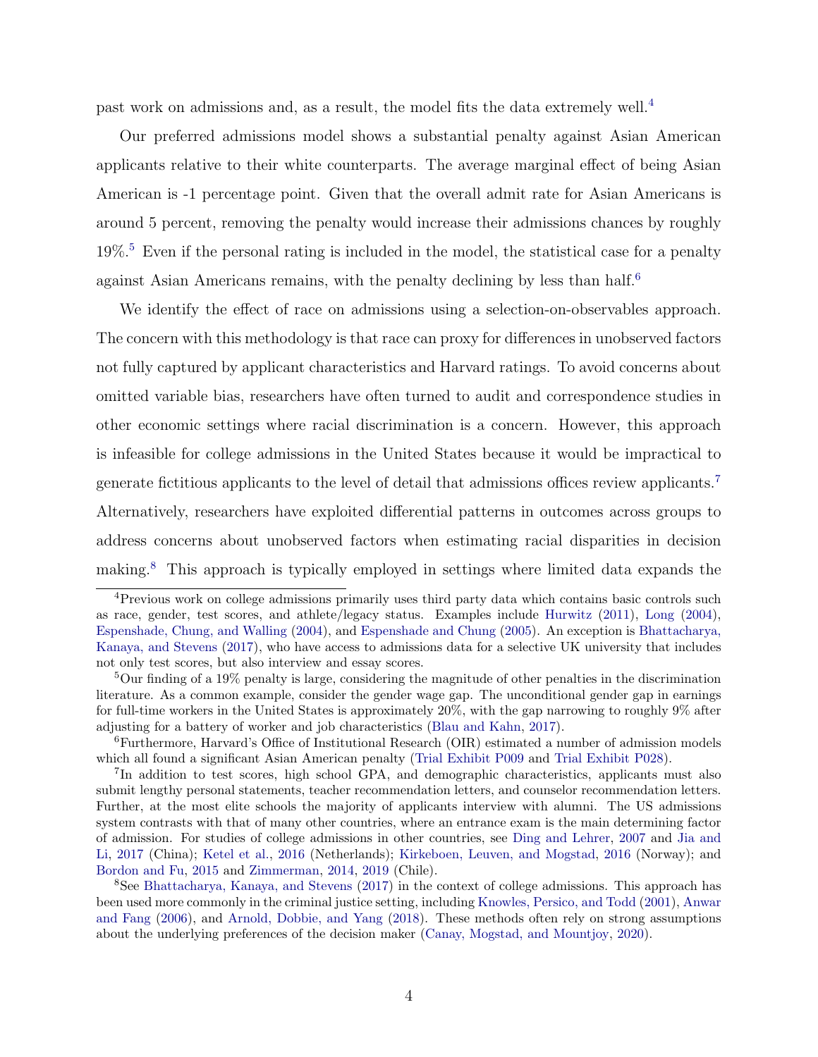past work on admissions and, as a result, the model fits the data extremely well.[4]

Our preferred admissions model shows a substantial penalty against Asian American applicants relative to their white counterparts. The average marginal effect of being Asian American is -1 percentage point. Given that the overall admit rate for Asian Americans is around 5 percent, removing the penalty would increase their admissions chances by roughly 19%.[5] Even if the personal rating is included in the model, the statistical case for a penalty against Asian Americans remains, with the penalty declining by less than half.[6]

We identify the effect of race on admissions using a selection-on-observables approach. The concern with this methodology is that race can proxy for differences in unobserved factors not fully captured by applicant characteristics and Harvard ratings. To avoid concerns about omitted variable bias, researchers have often turned to audit and correspondence studies in other economic settings where racial discrimination is a concern. However, this approach is infeasible for college admissions in the United States because it would be impractical to generate fictitious applicants to the level of detail that admissions offices review applicants.[7] Alternatively, researchers have exploited differential patterns in outcomes across groups to address concerns about unobserved factors when estimating racial disparities in decision making.[8] This approach is typically employed in settings where limited data expands the

---

[4] Previous work on college admissions primarily uses third party data which contains basic controls such as race, gender, test scores, and athlete/legacy status. Examples include Hurwitz (2011), Long (2004), Espenshade, Chung, and Walling (2004), and Espenshade and Chung (2005). An exception is Bhattacharya, Kanaya, and Stevens (2017), who have access to admissions data for a selective UK university that includes not only test scores, but also interview and essay scores.

[5] Our finding of a 19% penalty is large, considering the magnitude of other penalties in the discrimination literature. As a common example, consider the gender wage gap. The unconditional gender gap in earnings for full-time workers in the United States is approximately 20%, with the gap narrowing to roughly 9% after adjusting for a battery of worker and job characteristics (Blau and Kahn, 2017).

[6] Furthermore, Harvard's Office of Institutional Research (OIR) estimated a number of admission models which all found a significant Asian American penalty (Trial Exhibit P009 and Trial Exhibit P028).

[7] In addition to test scores, high school GPA, and demographic characteristics, applicants must also submit lengthy personal statements, teacher recommendation letters, and counselor recommendation letters. Further, at the most elite schools the majority of applicants interview with alumni. The US admissions system contrasts with that of many other countries, where an entrance exam is the main determining factor of admission. For studies of college admissions in other countries, see Ding and Lehrer, 2007 and Jia and Li, 2017 (China); Ketel et al., 2016 (Netherlands); Kirkeboen, Leuven, and Mogstad, 2016 (Norway); and Bordon and Fu, 2015 and Zimmerman, 2014, 2019 (Chile).

[8] See Bhattacharya, Kanaya, and Stevens (2017) in the context of college admissions. This approach has been used more commonly in the criminal justice setting, including Knowles, Persico, and Todd (2001), Anwar and Fang (2006), and Arnold, Dobbie, and Yang (2018). These methods often rely on strong assumptions about the underlying preferences of the decision maker (Canay, Mogstad, and Mountjoy, 2020).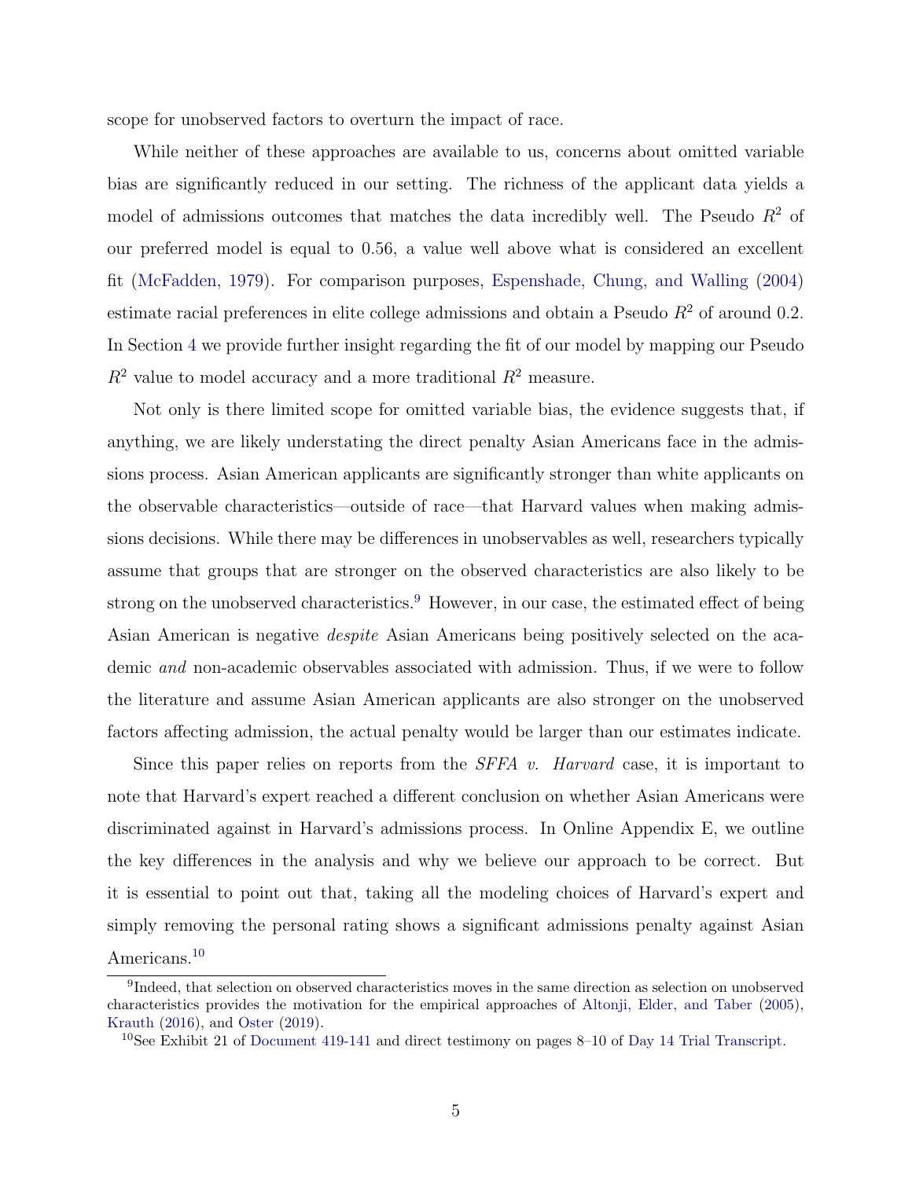scope for unobserved factors to overturn the impact of race.

While neither of these approaches are available to us, concerns about omitted variable bias are significantly reduced in our setting. The richness of the applicant data yields a model of admissions outcomes that matches the data incredibly well. The Pseudo $R^2$ of our preferred model is equal to 0.56, a value well above what is considered an excellent fit (McFadden, 1979). For comparison purposes, Espenshade, Chung, and Walling (2004) estimate racial preferences in elite college admissions and obtain a Pseudo $R^2$ of around 0.2. In Section 4 we provide further insight regarding the fit of our model by mapping our Pseudo $R^2$ value to model accuracy and a more traditional $R^2$ measure.

Not only is there limited scope for omitted variable bias, the evidence suggests that, if anything, we are likely understating the direct penalty Asian Americans face in the admissions process. Asian American applicants are significantly stronger than white applicants on the observable characteristics—outside of race—that Harvard values when making admissions decisions. While there may be differences in unobservables as well, researchers typically assume that groups that are stronger on the observed characteristics are also likely to be strong on the unobserved characteristics.[9] However, in our case, the estimated effect of being Asian American is negative *despite* Asian Americans being positively selected on the academic *and* non-academic observables associated with admission. Thus, if we were to follow the literature and assume Asian American applicants are also stronger on the unobserved factors affecting admission, the actual penalty would be larger than our estimates indicate.

Since this paper relies on reports from the *SFFA v. Harvard* case, it is important to note that Harvard's expert reached a different conclusion on whether Asian Americans were discriminated against in Harvard's admissions process. In Online Appendix E, we outline the key differences in the analysis and why we believe our approach to be correct. But it is essential to point out that, taking all the modeling choices of Harvard's expert and simply removing the personal rating shows a significant admissions penalty against Asian Americans.[10]

[9] Indeed, that selection on observed characteristics moves in the same direction as selection on unobserved characteristics provides the motivation for the empirical approaches of Altonji, Elder, and Taber (2005), Krauth (2016), and Oster (2019).

[10] See Exhibit 21 of Document 419-141 and direct testimony on pages 8–10 of Day 14 Trial Transcript.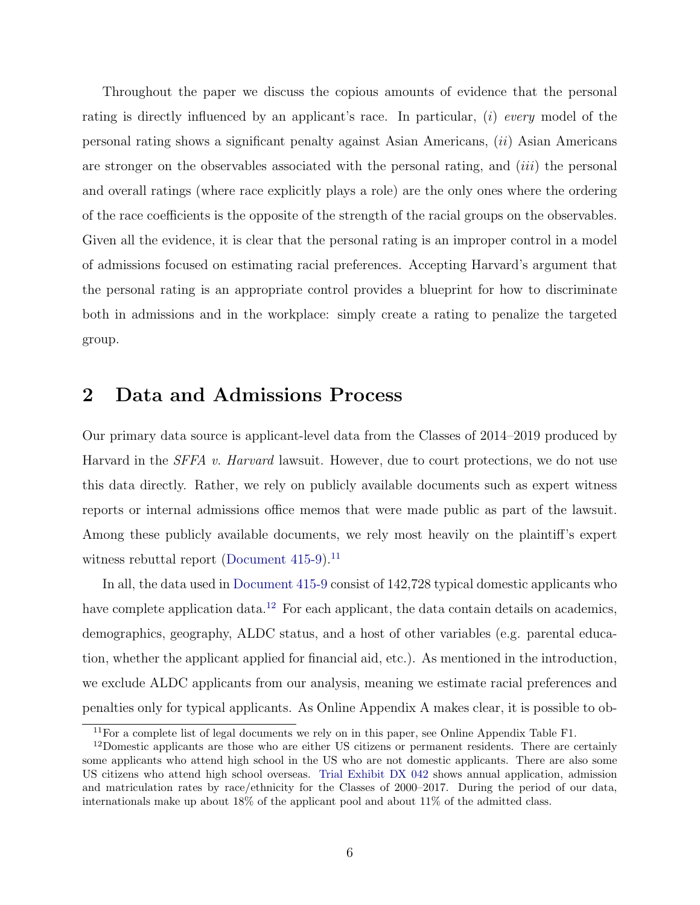Throughout the paper we discuss the copious amounts of evidence that the personal rating is directly influenced by an applicant's race. In particular, (*i*) *every* model of the personal rating shows a significant penalty against Asian Americans, (*ii*) Asian Americans are stronger on the observables associated with the personal rating, and (*iii*) the personal and overall ratings (where race explicitly plays a role) are the only ones where the ordering of the race coefficients is the opposite of the strength of the racial groups on the observables. Given all the evidence, it is clear that the personal rating is an improper control in a model of admissions focused on estimating racial preferences. Accepting Harvard's argument that the personal rating is an appropriate control provides a blueprint for how to discriminate both in admissions and in the workplace: simply create a rating to penalize the targeted group.

## 2 Data and Admissions Process

Our primary data source is applicant-level data from the Classes of 2014–2019 produced by Harvard in the *SFFA v. Harvard* lawsuit. However, due to court protections, we do not use this data directly. Rather, we rely on publicly available documents such as expert witness reports or internal admissions office memos that were made public as part of the lawsuit. Among these publicly available documents, we rely most heavily on the plaintiff's expert witness rebuttal report (Document 415-9).[11]

In all, the data used in Document 415-9 consist of 142,728 typical domestic applicants who have complete application data.[12] For each applicant, the data contain details on academics, demographics, geography, ALDC status, and a host of other variables (e.g. parental education, whether the applicant applied for financial aid, etc.). As mentioned in the introduction, we exclude ALDC applicants from our analysis, meaning we estimate racial preferences and penalties only for typical applicants. As Online Appendix A makes clear, it is possible to ob-

[11] For a complete list of legal documents we rely on in this paper, see Online Appendix Table F1.

[12] Domestic applicants are those who are either US citizens or permanent residents. There are certainly some applicants who attend high school in the US who are not domestic applicants. There are also some US citizens who attend high school overseas. Trial Exhibit DX 042 shows annual application, admission and matriculation rates by race/ethnicity for the Classes of 2000–2017. During the period of our data, internationals make up about 18% of the applicant pool and about 11% of the admitted class.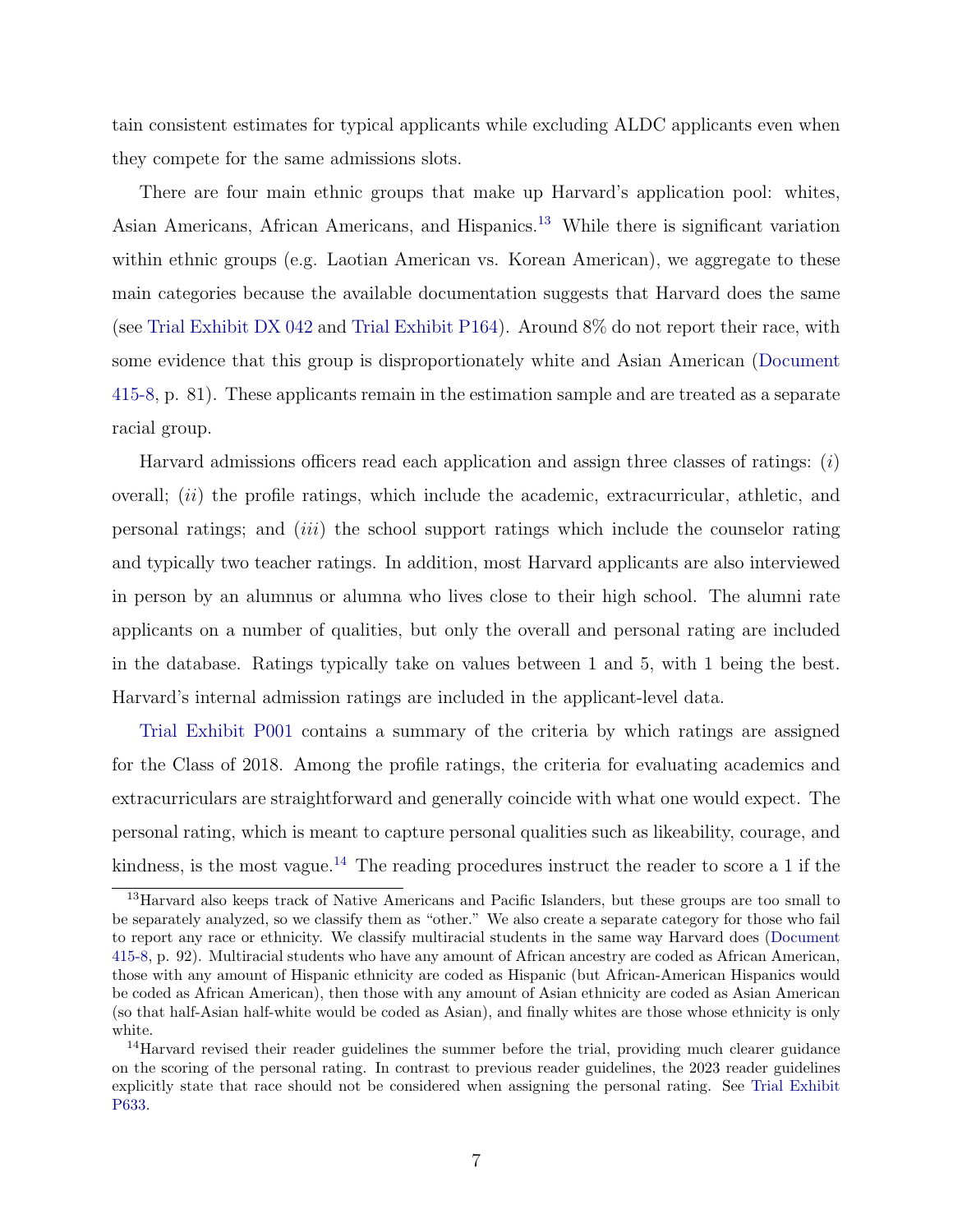tain consistent estimates for typical applicants while excluding ALDC applicants even when they compete for the same admissions slots.

There are four main ethnic groups that make up Harvard's application pool: whites, Asian Americans, African Americans, and Hispanics.[13] While there is significant variation within ethnic groups (e.g. Laotian American vs. Korean American), we aggregate to these main categories because the available documentation suggests that Harvard does the same (see Trial Exhibit DX 042 and Trial Exhibit P164). Around 8% do not report their race, with some evidence that this group is disproportionately white and Asian American (Document 415-8, p. 81). These applicants remain in the estimation sample and are treated as a separate racial group.

Harvard admissions officers read each application and assign three classes of ratings: (*i*) overall; (*ii*) the profile ratings, which include the academic, extracurricular, athletic, and personal ratings; and (*iii*) the school support ratings which include the counselor rating and typically two teacher ratings. In addition, most Harvard applicants are also interviewed in person by an alumnus or alumna who lives close to their high school. The alumni rate applicants on a number of qualities, but only the overall and personal rating are included in the database. Ratings typically take on values between 1 and 5, with 1 being the best. Harvard's internal admission ratings are included in the applicant-level data.

Trial Exhibit P001 contains a summary of the criteria by which ratings are assigned for the Class of 2018. Among the profile ratings, the criteria for evaluating academics and extracurriculars are straightforward and generally coincide with what one would expect. The personal rating, which is meant to capture personal qualities such as likeability, courage, and kindness, is the most vague.[14] The reading procedures instruct the reader to score a 1 if the

[13] Harvard also keeps track of Native Americans and Pacific Islanders, but these groups are too small to be separately analyzed, so we classify them as "other." We also create a separate category for those who fail to report any race or ethnicity. We classify multiracial students in the same way Harvard does (Document 415-8, p. 92). Multiracial students who have any amount of African ancestry are coded as African American, those with any amount of Hispanic ethnicity are coded as Hispanic (but African-American Hispanics would be coded as African American), then those with any amount of Asian ethnicity are coded as Asian American (so that half-Asian half-white would be coded as Asian), and finally whites are those whose ethnicity is only white.

[14] Harvard revised their reader guidelines the summer before the trial, providing much clearer guidance on the scoring of the personal rating. In contrast to previous reader guidelines, the 2023 reader guidelines explicitly state that race should not be considered when assigning the personal rating. See Trial Exhibit P633.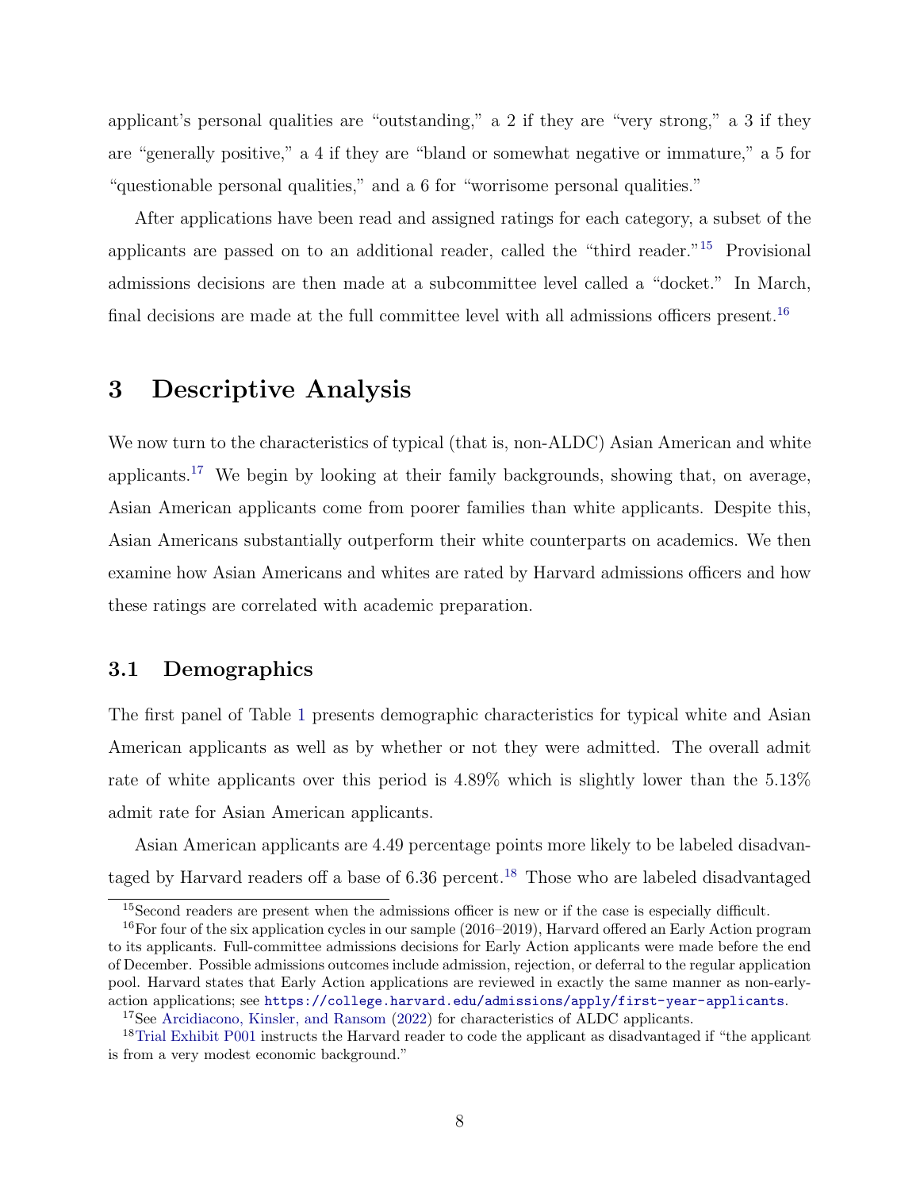applicant's personal qualities are "outstanding," a 2 if they are "very strong," a 3 if they are "generally positive," a 4 if they are "bland or somewhat negative or immature," a 5 for "questionable personal qualities," and a 6 for "worrisome personal qualities."

After applications have been read and assigned ratings for each category, a subset of the applicants are passed on to an additional reader, called the "third reader."[15] Provisional admissions decisions are then made at a subcommittee level called a "docket." In March, final decisions are made at the full committee level with all admissions officers present.[16]

# 3 Descriptive Analysis

We now turn to the characteristics of typical (that is, non-ALDC) Asian American and white applicants.[17] We begin by looking at their family backgrounds, showing that, on average, Asian American applicants come from poorer families than white applicants. Despite this, Asian Americans substantially outperform their white counterparts on academics. We then examine how Asian Americans and whites are rated by Harvard admissions officers and how these ratings are correlated with academic preparation.

## 3.1 Demographics

The first panel of Table 1 presents demographic characteristics for typical white and Asian American applicants as well as by whether or not they were admitted. The overall admit rate of white applicants over this period is 4.89% which is slightly lower than the 5.13% admit rate for Asian American applicants.

Asian American applicants are 4.49 percentage points more likely to be labeled disadvantaged by Harvard readers off a base of 6.36 percent.[18] Those who are labeled disadvantaged

---

[15] Second readers are present when the admissions officer is new or if the case is especially difficult.

[16] For four of the six application cycles in our sample (2016–2019), Harvard offered an Early Action program to its applicants. Full-committee admissions decisions for Early Action applicants were made before the end of December. Possible admissions outcomes include admission, rejection, or deferral to the regular application pool. Harvard states that Early Action applications are reviewed in exactly the same manner as non-early-action applications; see https://college.harvard.edu/admissions/apply/first-year-applicants.

[17] See Arcidiacono, Kinsler, and Ransom (2022) for characteristics of ALDC applicants.

[18] Trial Exhibit P001 instructs the Harvard reader to code the applicant as disadvantaged if "the applicant is from a very modest economic background."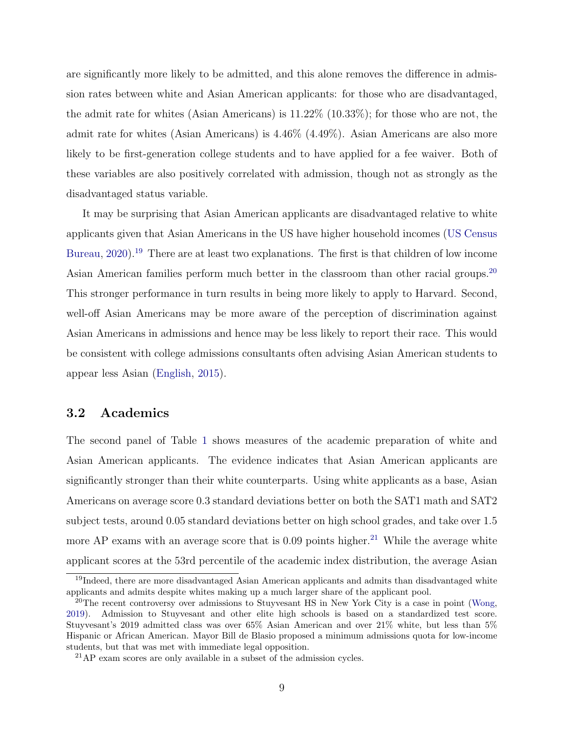are significantly more likely to be admitted, and this alone removes the difference in admission rates between white and Asian American applicants: for those who are disadvantaged, the admit rate for whites (Asian Americans) is 11.22% (10.33%); for those who are not, the admit rate for whites (Asian Americans) is 4.46% (4.49%). Asian Americans are also more likely to be first-generation college students and to have applied for a fee waiver. Both of these variables are also positively correlated with admission, though not as strongly as the disadvantaged status variable.

It may be surprising that Asian American applicants are disadvantaged relative to white applicants given that Asian Americans in the US have higher household incomes (US Census Bureau, 2020).[19] There are at least two explanations. The first is that children of low income Asian American families perform much better in the classroom than other racial groups.[20] This stronger performance in turn results in being more likely to apply to Harvard. Second, well-off Asian Americans may be more aware of the perception of discrimination against Asian Americans in admissions and hence may be less likely to report their race. This would be consistent with college admissions consultants often advising Asian American students to appear less Asian (English, 2015).

### 3.2 Academics

The second panel of Table 1 shows measures of the academic preparation of white and Asian American applicants. The evidence indicates that Asian American applicants are significantly stronger than their white counterparts. Using white applicants as a base, Asian Americans on average score 0.3 standard deviations better on both the SAT1 math and SAT2 subject tests, around 0.05 standard deviations better on high school grades, and take over 1.5 more AP exams with an average score that is 0.09 points higher.[21] While the average white applicant scores at the 53rd percentile of the academic index distribution, the average Asian

[19] Indeed, there are more disadvantaged Asian American applicants and admits than disadvantaged white applicants and admits despite whites making up a much larger share of the applicant pool.

[20] The recent controversy over admissions to Stuyvesant HS in New York City is a case in point (Wong, 2019). Admission to Stuyvesant and other elite high schools is based on a standardized test score. Stuyvesant's 2019 admitted class was over 65% Asian American and over 21% white, but less than 5% Hispanic or African American. Mayor Bill de Blasio proposed a minimum admissions quota for low-income students, but that was met with immediate legal opposition.

[21] AP exam scores are only available in a subset of the admission cycles.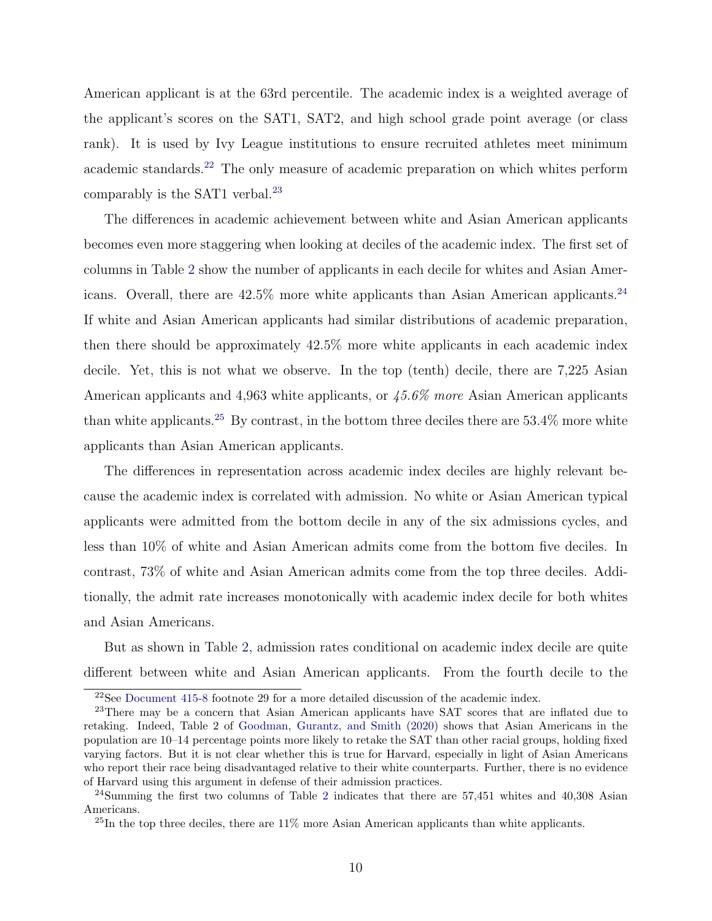American applicant is at the 63rd percentile. The academic index is a weighted average of the applicant's scores on the SAT1, SAT2, and high school grade point average (or class rank). It is used by Ivy League institutions to ensure recruited athletes meet minimum academic standards.[22] The only measure of academic preparation on which whites perform comparably is the SAT1 verbal.[23]

The differences in academic achievement between white and Asian American applicants becomes even more staggering when looking at deciles of the academic index. The first set of columns in Table 2 show the number of applicants in each decile for whites and Asian Americans. Overall, there are 42.5% more white applicants than Asian American applicants.[24] If white and Asian American applicants had similar distributions of academic preparation, then there should be approximately 42.5% more white applicants in each academic index decile. Yet, this is not what we observe. In the top (tenth) decile, there are 7,225 Asian American applicants and 4,963 white applicants, or *45.6% more* Asian American applicants than white applicants.[25] By contrast, in the bottom three deciles there are 53.4% more white applicants than Asian American applicants.

The differences in representation across academic index deciles are highly relevant because the academic index is correlated with admission. No white or Asian American typical applicants were admitted from the bottom decile in any of the six admissions cycles, and less than 10% of white and Asian American admits come from the bottom five deciles. In contrast, 73% of white and Asian American admits come from the top three deciles. Additionally, the admit rate increases monotonically with academic index decile for both whites and Asian Americans.

But as shown in Table 2, admission rates conditional on academic index decile are quite different between white and Asian American applicants. From the fourth decile to the

[22]See Document 415-8 footnote 29 for a more detailed discussion of the academic index.

[23]There may be a concern that Asian American applicants have SAT scores that are inflated due to retaking. Indeed, Table 2 of Goodman, Gurantz, and Smith (2020) shows that Asian Americans in the population are 10–14 percentage points more likely to retake the SAT than other racial groups, holding fixed varying factors. But it is not clear whether this is true for Harvard, especially in light of Asian Americans who report their race being disadvantaged relative to their white counterparts. Further, there is no evidence of Harvard using this argument in defense of their admission practices.

[24]Summing the first two columns of Table 2 indicates that there are 57,451 whites and 40,308 Asian Americans.

[25]In the top three deciles, there are 11% more Asian American applicants than white applicants.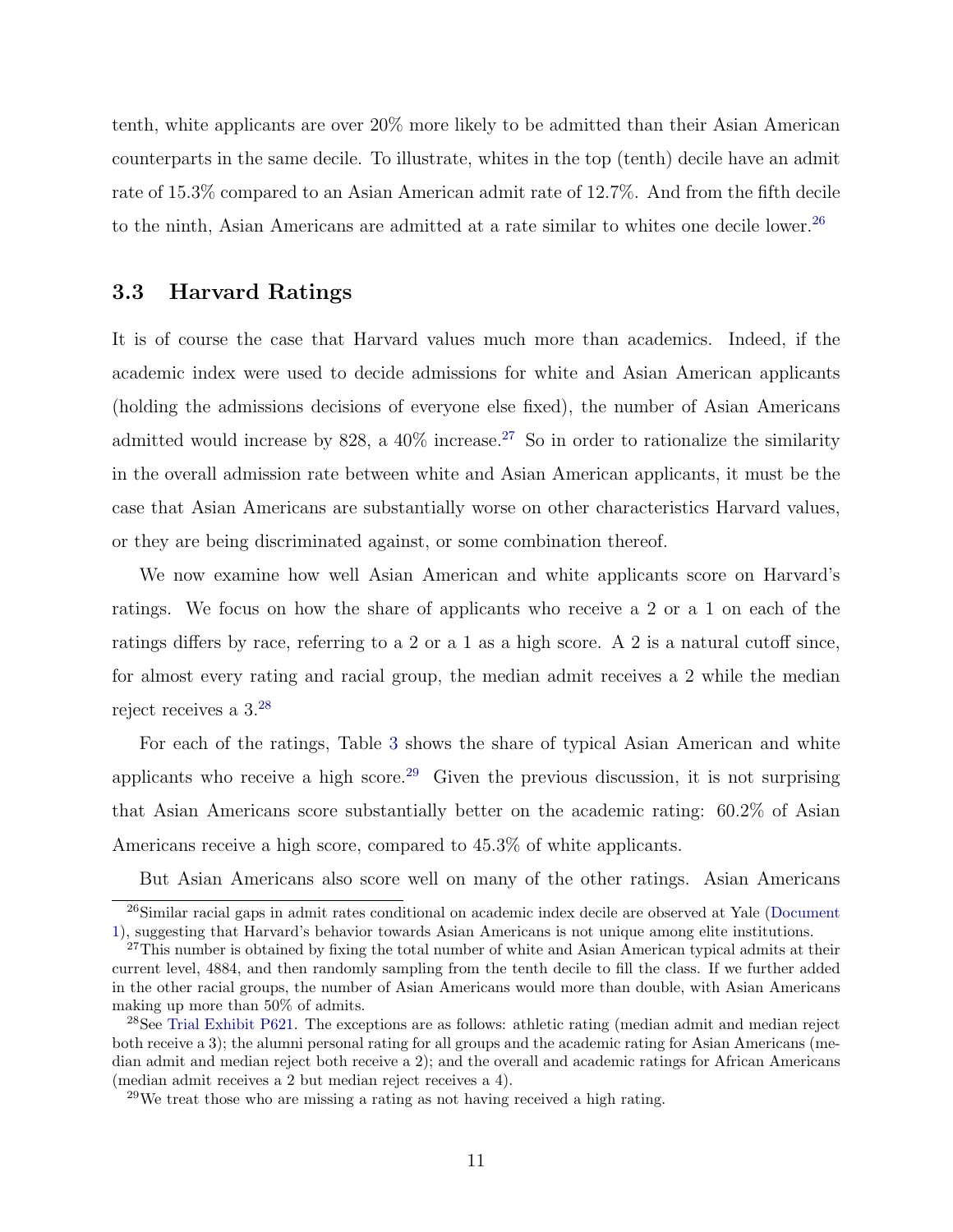tenth, white applicants are over 20% more likely to be admitted than their Asian American counterparts in the same decile. To illustrate, whites in the top (tenth) decile have an admit rate of 15.3% compared to an Asian American admit rate of 12.7%. And from the fifth decile to the ninth, Asian Americans are admitted at a rate similar to whites one decile lower.[26]

### 3.3 Harvard Ratings

It is of course the case that Harvard values much more than academics. Indeed, if the academic index were used to decide admissions for white and Asian American applicants (holding the admissions decisions of everyone else fixed), the number of Asian Americans admitted would increase by 828, a 40% increase.[27] So in order to rationalize the similarity in the overall admission rate between white and Asian American applicants, it must be the case that Asian Americans are substantially worse on other characteristics Harvard values, or they are being discriminated against, or some combination thereof.

We now examine how well Asian American and white applicants score on Harvard's ratings. We focus on how the share of applicants who receive a 2 or a 1 on each of the ratings differs by race, referring to a 2 or a 1 as a high score. A 2 is a natural cutoff since, for almost every rating and racial group, the median admit receives a 2 while the median reject receives a 3.[28]

For each of the ratings, Table 3 shows the share of typical Asian American and white applicants who receive a high score.[29] Given the previous discussion, it is not surprising that Asian Americans score substantially better on the academic rating: 60.2% of Asian Americans receive a high score, compared to 45.3% of white applicants.

But Asian Americans also score well on many of the other ratings. Asian Americans

---

[26] Similar racial gaps in admit rates conditional on academic index decile are observed at Yale (Document 1), suggesting that Harvard's behavior towards Asian Americans is not unique among elite institutions.

[27] This number is obtained by fixing the total number of white and Asian American typical admits at their current level, 4884, and then randomly sampling from the tenth decile to fill the class. If we further added in the other racial groups, the number of Asian Americans would more than double, with Asian Americans making up more than 50% of admits.

[28] See Trial Exhibit P621. The exceptions are as follows: athletic rating (median admit and median reject both receive a 3); the alumni personal rating for all groups and the academic rating for Asian Americans (median admit and median reject both receive a 2); and the overall and academic ratings for African Americans (median admit receives a 2 but median reject receives a 4).

[29] We treat those who are missing a rating as not having received a high rating.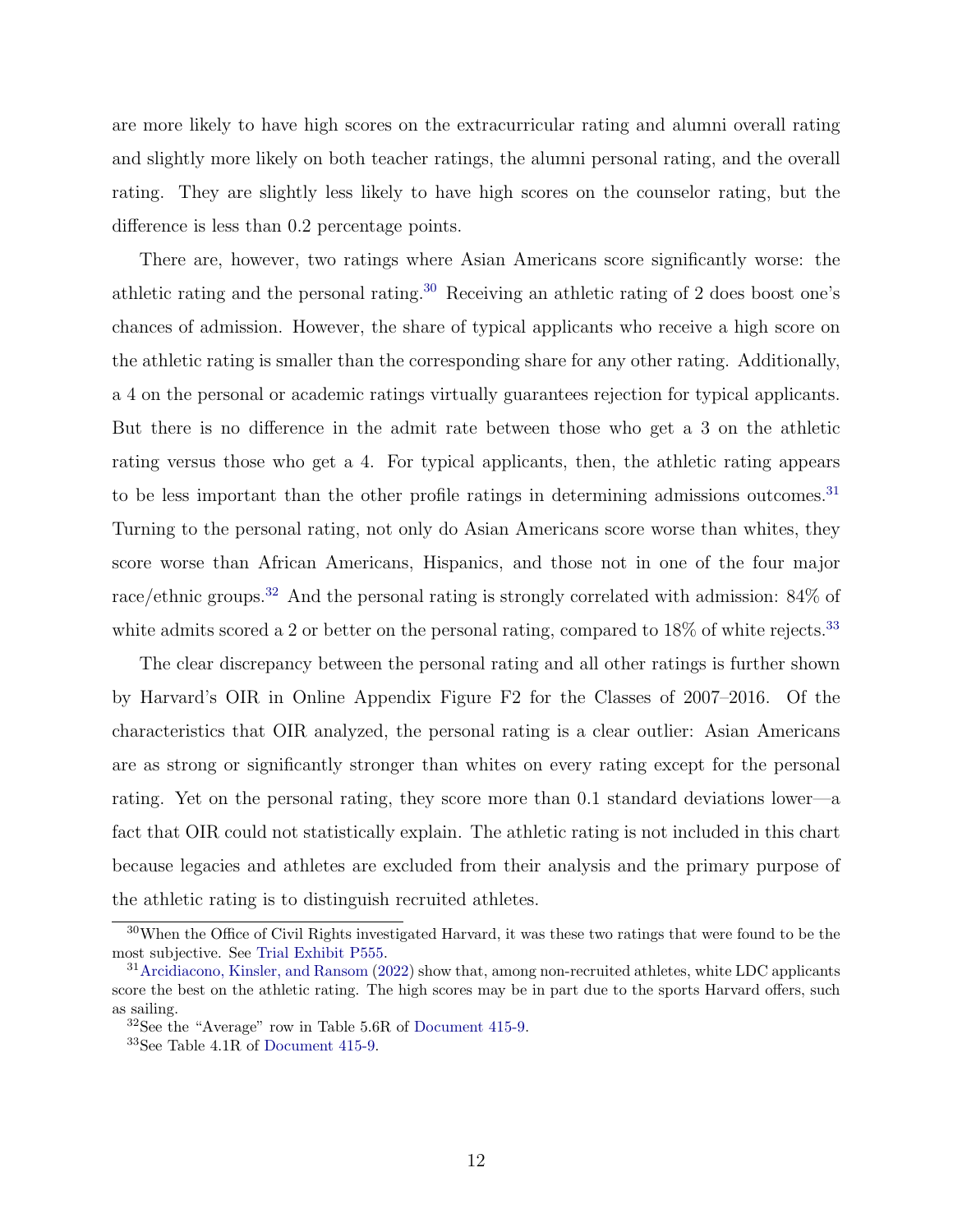are more likely to have high scores on the extracurricular rating and alumni overall rating and slightly more likely on both teacher ratings, the alumni personal rating, and the overall rating. They are slightly less likely to have high scores on the counselor rating, but the difference is less than 0.2 percentage points.

There are, however, two ratings where Asian Americans score significantly worse: the athletic rating and the personal rating.[30] Receiving an athletic rating of 2 does boost one's chances of admission. However, the share of typical applicants who receive a high score on the athletic rating is smaller than the corresponding share for any other rating. Additionally, a 4 on the personal or academic ratings virtually guarantees rejection for typical applicants. But there is no difference in the admit rate between those who get a 3 on the athletic rating versus those who get a 4. For typical applicants, then, the athletic rating appears to be less important than the other profile ratings in determining admissions outcomes.[31] Turning to the personal rating, not only do Asian Americans score worse than whites, they score worse than African Americans, Hispanics, and those not in one of the four major race/ethnic groups.[32] And the personal rating is strongly correlated with admission: 84% of white admits scored a 2 or better on the personal rating, compared to 18% of white rejects.[33]

The clear discrepancy between the personal rating and all other ratings is further shown by Harvard's OIR in Online Appendix Figure F2 for the Classes of 2007–2016. Of the characteristics that OIR analyzed, the personal rating is a clear outlier: Asian Americans are as strong or significantly stronger than whites on every rating except for the personal rating. Yet on the personal rating, they score more than 0.1 standard deviations lower—a fact that OIR could not statistically explain. The athletic rating is not included in this chart because legacies and athletes are excluded from their analysis and the primary purpose of the athletic rating is to distinguish recruited athletes.

[30] When the Office of Civil Rights investigated Harvard, it was these two ratings that were found to be the most subjective. See Trial Exhibit P555.

[31] Arcidiacono, Kinsler, and Ransom (2022) show that, among non-recruited athletes, white LDC applicants score the best on the athletic rating. The high scores may be in part due to the sports Harvard offers, such as sailing.

[32] See the "Average" row in Table 5.6R of Document 415-9.

[33] See Table 4.1R of Document 415-9.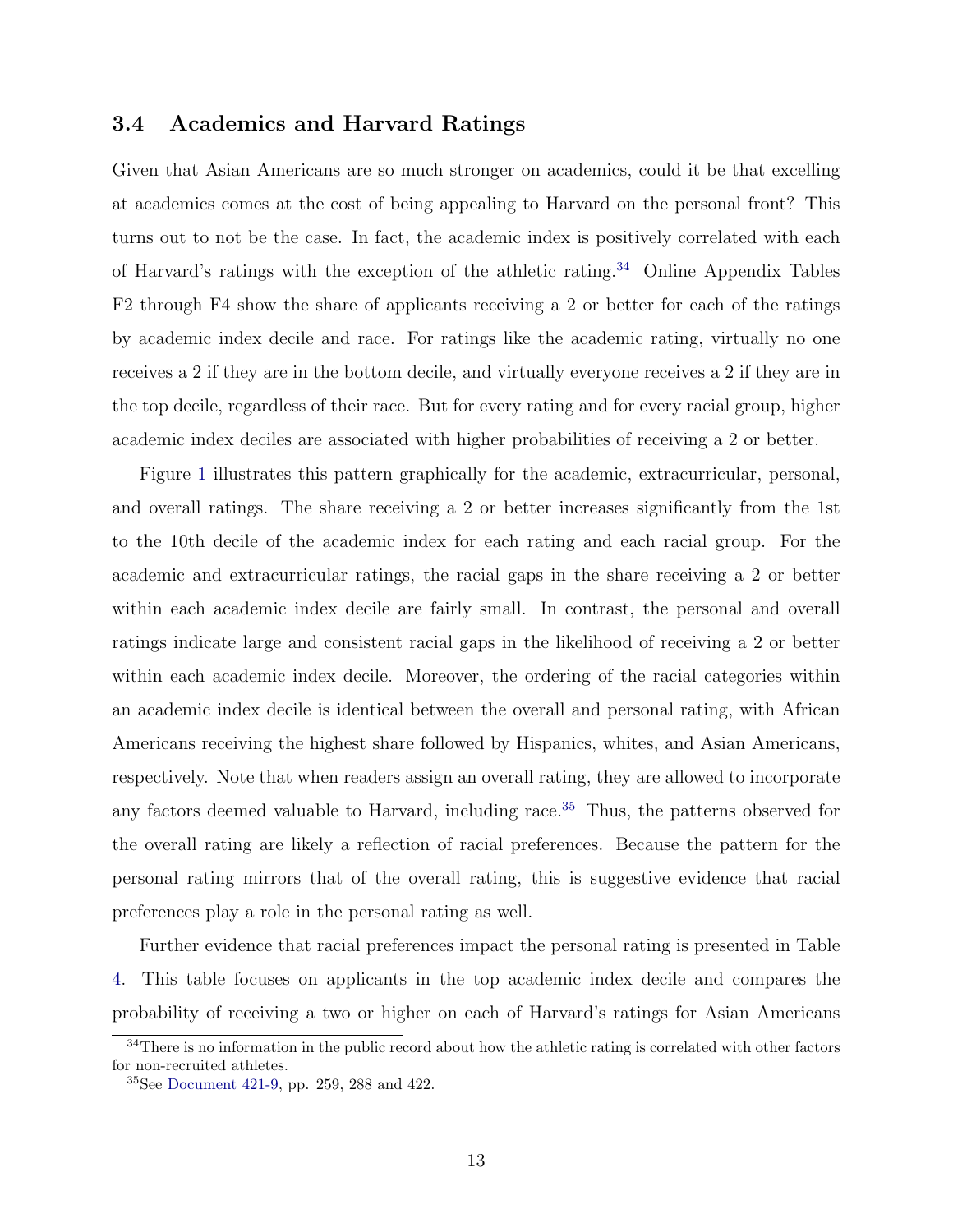### 3.4 Academics and Harvard Ratings

Given that Asian Americans are so much stronger on academics, could it be that excelling at academics comes at the cost of being appealing to Harvard on the personal front? This turns out to not be the case. In fact, the academic index is positively correlated with each of Harvard's ratings with the exception of the athletic rating.[34] Online Appendix Tables F2 through F4 show the share of applicants receiving a 2 or better for each of the ratings by academic index decile and race. For ratings like the academic rating, virtually no one receives a 2 if they are in the bottom decile, and virtually everyone receives a 2 if they are in the top decile, regardless of their race. But for every rating and for every racial group, higher academic index deciles are associated with higher probabilities of receiving a 2 or better.

Figure 1 illustrates this pattern graphically for the academic, extracurricular, personal, and overall ratings. The share receiving a 2 or better increases significantly from the 1st to the 10th decile of the academic index for each rating and each racial group. For the academic and extracurricular ratings, the racial gaps in the share receiving a 2 or better within each academic index decile are fairly small. In contrast, the personal and overall ratings indicate large and consistent racial gaps in the likelihood of receiving a 2 or better within each academic index decile. Moreover, the ordering of the racial categories within an academic index decile is identical between the overall and personal rating, with African Americans receiving the highest share followed by Hispanics, whites, and Asian Americans, respectively. Note that when readers assign an overall rating, they are allowed to incorporate any factors deemed valuable to Harvard, including race.[35] Thus, the patterns observed for the overall rating are likely a reflection of racial preferences. Because the pattern for the personal rating mirrors that of the overall rating, this is suggestive evidence that racial preferences play a role in the personal rating as well.

Further evidence that racial preferences impact the personal rating is presented in Table 4. This table focuses on applicants in the top academic index decile and compares the probability of receiving a two or higher on each of Harvard's ratings for Asian Americans

[34] There is no information in the public record about how the athletic rating is correlated with other factors for non-recruited athletes.

[35] See Document 421-9, pp. 259, 288 and 422.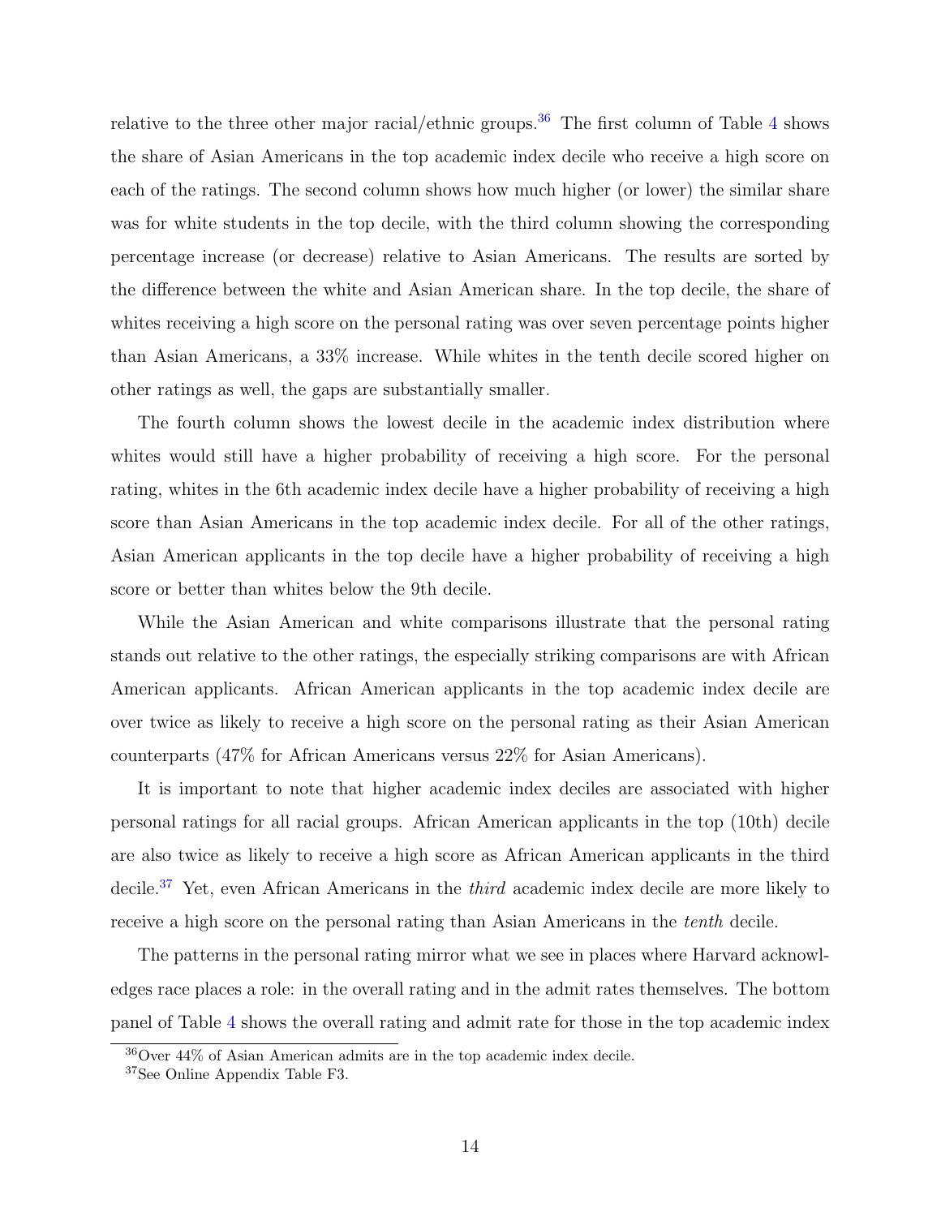relative to the three other major racial/ethnic groups.[36] The first column of Table 4 shows the share of Asian Americans in the top academic index decile who receive a high score on each of the ratings. The second column shows how much higher (or lower) the similar share was for white students in the top decile, with the third column showing the corresponding percentage increase (or decrease) relative to Asian Americans. The results are sorted by the difference between the white and Asian American share. In the top decile, the share of whites receiving a high score on the personal rating was over seven percentage points higher than Asian Americans, a 33% increase. While whites in the tenth decile scored higher on other ratings as well, the gaps are substantially smaller.

The fourth column shows the lowest decile in the academic index distribution where whites would still have a higher probability of receiving a high score. For the personal rating, whites in the 6th academic index decile have a higher probability of receiving a high score than Asian Americans in the top academic index decile. For all of the other ratings, Asian American applicants in the top decile have a higher probability of receiving a high score or better than whites below the 9th decile.

While the Asian American and white comparisons illustrate that the personal rating stands out relative to the other ratings, the especially striking comparisons are with African American applicants. African American applicants in the top academic index decile are over twice as likely to receive a high score on the personal rating as their Asian American counterparts (47% for African Americans versus 22% for Asian Americans).

It is important to note that higher academic index deciles are associated with higher personal ratings for all racial groups. African American applicants in the top (10th) decile are also twice as likely to receive a high score as African American applicants in the third decile.[37] Yet, even African Americans in the *third* academic index decile are more likely to receive a high score on the personal rating than Asian Americans in the *tenth* decile.

The patterns in the personal rating mirror what we see in places where Harvard acknowledges race places a role: in the overall rating and in the admit rates themselves. The bottom panel of Table 4 shows the overall rating and admit rate for those in the top academic index

[36] Over 44% of Asian American admits are in the top academic index decile.

[37] See Online Appendix Table F3.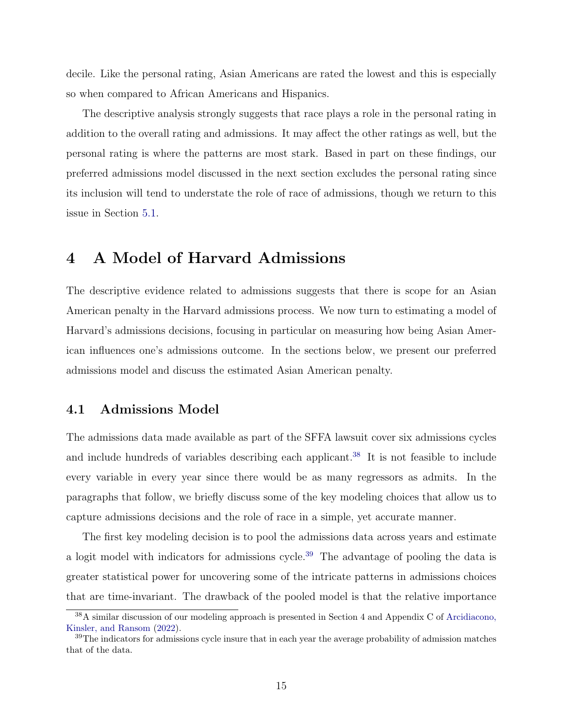decile. Like the personal rating, Asian Americans are rated the lowest and this is especially so when compared to African Americans and Hispanics.

The descriptive analysis strongly suggests that race plays a role in the personal rating in addition to the overall rating and admissions. It may affect the other ratings as well, but the personal rating is where the patterns are most stark. Based in part on these findings, our preferred admissions model discussed in the next section excludes the personal rating since its inclusion will tend to understate the role of race of admissions, though we return to this issue in Section 5.1.

# 4 A Model of Harvard Admissions

The descriptive evidence related to admissions suggests that there is scope for an Asian American penalty in the Harvard admissions process. We now turn to estimating a model of Harvard's admissions decisions, focusing in particular on measuring how being Asian American influences one's admissions outcome. In the sections below, we present our preferred admissions model and discuss the estimated Asian American penalty.

## 4.1 Admissions Model

The admissions data made available as part of the SFFA lawsuit cover six admissions cycles and include hundreds of variables describing each applicant.[38] It is not feasible to include every variable in every year since there would be as many regressors as admits. In the paragraphs that follow, we briefly discuss some of the key modeling choices that allow us to capture admissions decisions and the role of race in a simple, yet accurate manner.

The first key modeling decision is to pool the admissions data across years and estimate a logit model with indicators for admissions cycle.[39] The advantage of pooling the data is greater statistical power for uncovering some of the intricate patterns in admissions choices that are time-invariant. The drawback of the pooled model is that the relative importance

[38] A similar discussion of our modeling approach is presented in Section 4 and Appendix C of Arcidiacono, Kinsler, and Ransom (2022).

[39] The indicators for admissions cycle insure that in each year the average probability of admission matches that of the data.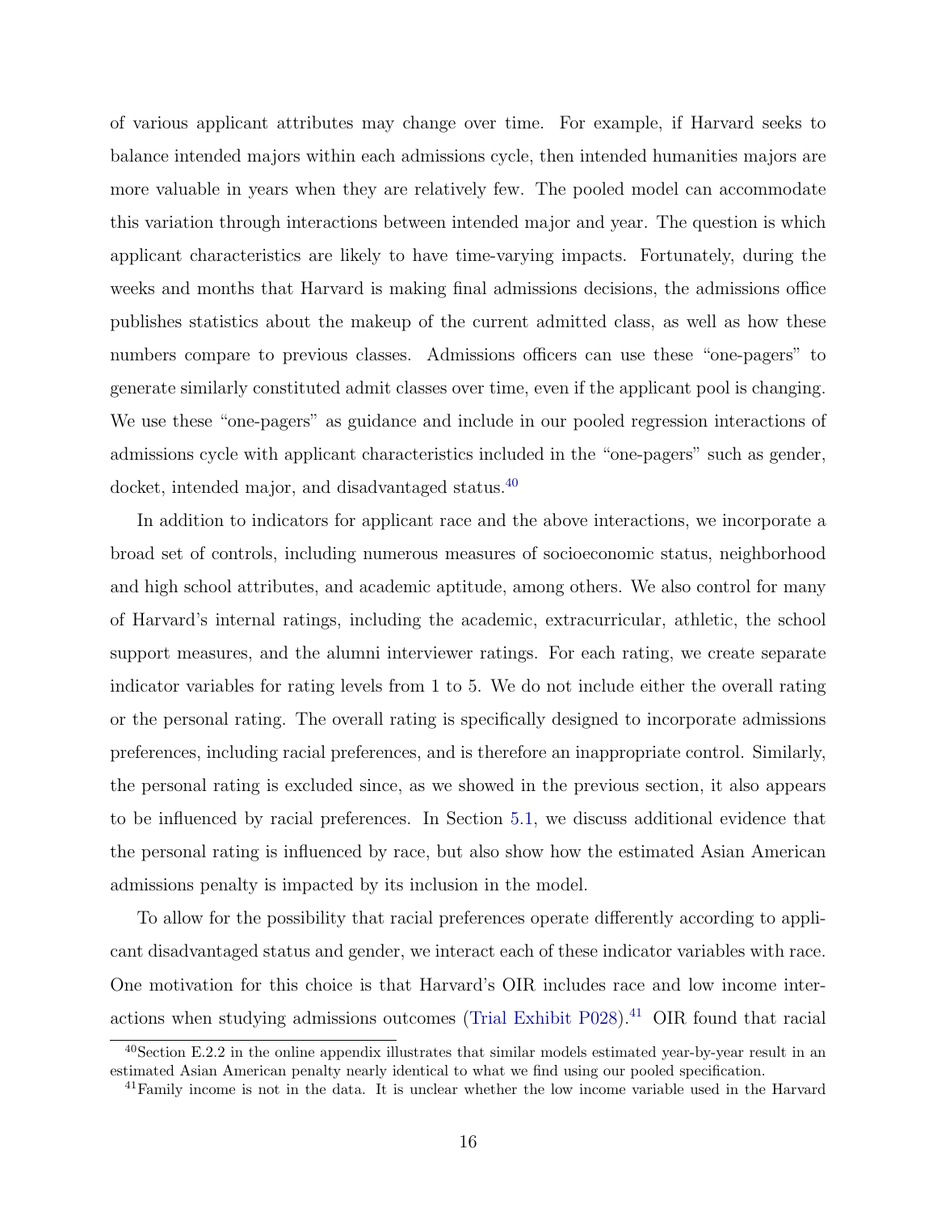of various applicant attributes may change over time. For example, if Harvard seeks to balance intended majors within each admissions cycle, then intended humanities majors are more valuable in years when they are relatively few. The pooled model can accommodate this variation through interactions between intended major and year. The question is which applicant characteristics are likely to have time-varying impacts. Fortunately, during the weeks and months that Harvard is making final admissions decisions, the admissions office publishes statistics about the makeup of the current admitted class, as well as how these numbers compare to previous classes. Admissions officers can use these "one-pagers" to generate similarly constituted admit classes over time, even if the applicant pool is changing. We use these "one-pagers" as guidance and include in our pooled regression interactions of admissions cycle with applicant characteristics included in the "one-pagers" such as gender, docket, intended major, and disadvantaged status.[40]

In addition to indicators for applicant race and the above interactions, we incorporate a broad set of controls, including numerous measures of socioeconomic status, neighborhood and high school attributes, and academic aptitude, among others. We also control for many of Harvard's internal ratings, including the academic, extracurricular, athletic, the school support measures, and the alumni interviewer ratings. For each rating, we create separate indicator variables for rating levels from 1 to 5. We do not include either the overall rating or the personal rating. The overall rating is specifically designed to incorporate admissions preferences, including racial preferences, and is therefore an inappropriate control. Similarly, the personal rating is excluded since, as we showed in the previous section, it also appears to be influenced by racial preferences. In Section 5.1, we discuss additional evidence that the personal rating is influenced by race, but also show how the estimated Asian American admissions penalty is impacted by its inclusion in the model.

To allow for the possibility that racial preferences operate differently according to applicant disadvantaged status and gender, we interact each of these indicator variables with race. One motivation for this choice is that Harvard's OIR includes race and low income interactions when studying admissions outcomes (Trial Exhibit P028).[41] OIR found that racial

[40] Section E.2.2 in the online appendix illustrates that similar models estimated year-by-year result in an estimated Asian American penalty nearly identical to what we find using our pooled specification.

[41] Family income is not in the data. It is unclear whether the low income variable used in the Harvard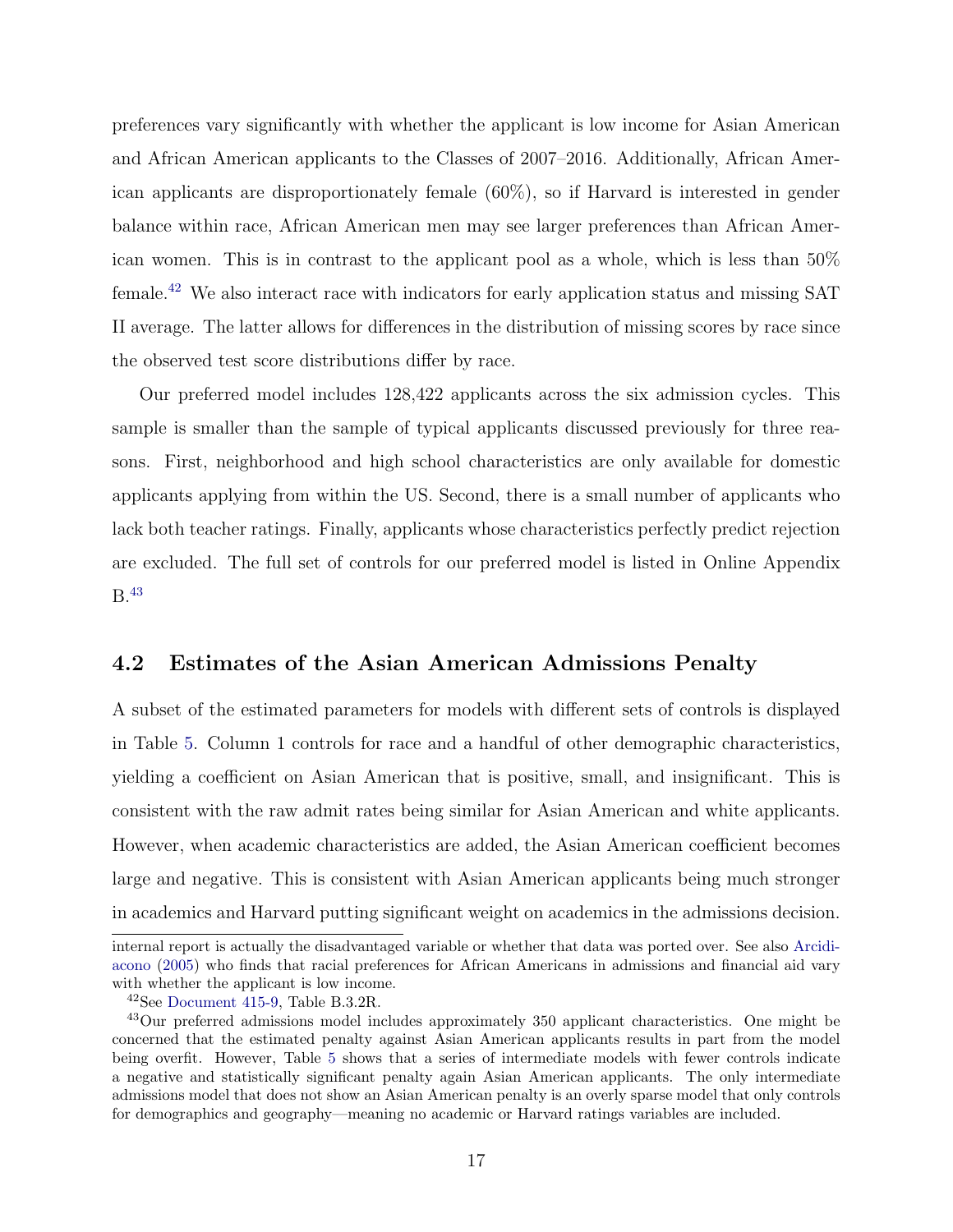preferences vary significantly with whether the applicant is low income for Asian American and African American applicants to the Classes of 2007–2016. Additionally, African American applicants are disproportionately female (60%), so if Harvard is interested in gender balance within race, African American men may see larger preferences than African American women. This is in contrast to the applicant pool as a whole, which is less than 50% female.[42] We also interact race with indicators for early application status and missing SAT II average. The latter allows for differences in the distribution of missing scores by race since the observed test score distributions differ by race.

Our preferred model includes 128,422 applicants across the six admission cycles. This sample is smaller than the sample of typical applicants discussed previously for three reasons. First, neighborhood and high school characteristics are only available for domestic applicants applying from within the US. Second, there is a small number of applicants who lack both teacher ratings. Finally, applicants whose characteristics perfectly predict rejection are excluded. The full set of controls for our preferred model is listed in Online Appendix B.[43]

## 4.2 Estimates of the Asian American Admissions Penalty

A subset of the estimated parameters for models with different sets of controls is displayed in Table 5. Column 1 controls for race and a handful of other demographic characteristics, yielding a coefficient on Asian American that is positive, small, and insignificant. This is consistent with the raw admit rates being similar for Asian American and white applicants. However, when academic characteristics are added, the Asian American coefficient becomes large and negative. This is consistent with Asian American applicants being much stronger in academics and Harvard putting significant weight on academics in the admissions decision.

internal report is actually the disadvantaged variable or whether that data was ported over. See also Arcidiacono (2005) who finds that racial preferences for African Americans in admissions and financial aid vary with whether the applicant is low income.

[42] See Document 415-9, Table B.3.2R.

[43] Our preferred admissions model includes approximately 350 applicant characteristics. One might be concerned that the estimated penalty against Asian American applicants results in part from the model being overfit. However, Table 5 shows that a series of intermediate models with fewer controls indicate a negative and statistically significant penalty again Asian American applicants. The only intermediate admissions model that does not show an Asian American penalty is an overly sparse model that only controls for demographics and geography—meaning no academic or Harvard ratings variables are included.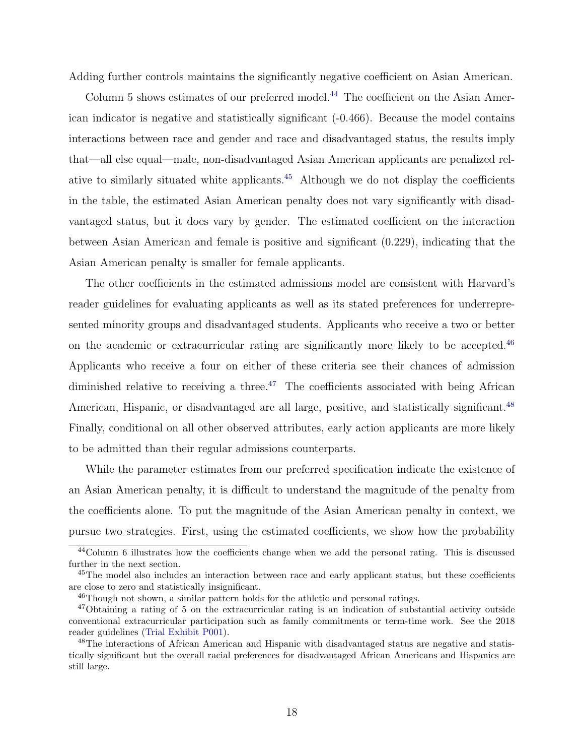Adding further controls maintains the significantly negative coefficient on Asian American.

Column 5 shows estimates of our preferred model.[44] The coefficient on the Asian American indicator is negative and statistically significant (-0.466). Because the model contains interactions between race and gender and race and disadvantaged status, the results imply that—all else equal—male, non-disadvantaged Asian American applicants are penalized relative to similarly situated white applicants.[45] Although we do not display the coefficients in the table, the estimated Asian American penalty does not vary significantly with disadvantaged status, but it does vary by gender. The estimated coefficient on the interaction between Asian American and female is positive and significant (0.229), indicating that the Asian American penalty is smaller for female applicants.

The other coefficients in the estimated admissions model are consistent with Harvard's reader guidelines for evaluating applicants as well as its stated preferences for underrepresented minority groups and disadvantaged students. Applicants who receive a two or better on the academic or extracurricular rating are significantly more likely to be accepted.[46] Applicants who receive a four on either of these criteria see their chances of admission diminished relative to receiving a three.[47] The coefficients associated with being African American, Hispanic, or disadvantaged are all large, positive, and statistically significant.[48] Finally, conditional on all other observed attributes, early action applicants are more likely to be admitted than their regular admissions counterparts.

While the parameter estimates from our preferred specification indicate the existence of an Asian American penalty, it is difficult to understand the magnitude of the penalty from the coefficients alone. To put the magnitude of the Asian American penalty in context, we pursue two strategies. First, using the estimated coefficients, we show how the probability

[44] Column 6 illustrates how the coefficients change when we add the personal rating. This is discussed further in the next section.

[45] The model also includes an interaction between race and early applicant status, but these coefficients are close to zero and statistically insignificant.

[46] Though not shown, a similar pattern holds for the athletic and personal ratings.

[47] Obtaining a rating of 5 on the extracurricular rating is an indication of substantial activity outside conventional extracurricular participation such as family commitments or term-time work. See the 2018 reader guidelines (Trial Exhibit P001).

[48] The interactions of African American and Hispanic with disadvantaged status are negative and statistically significant but the overall racial preferences for disadvantaged African Americans and Hispanics are still large.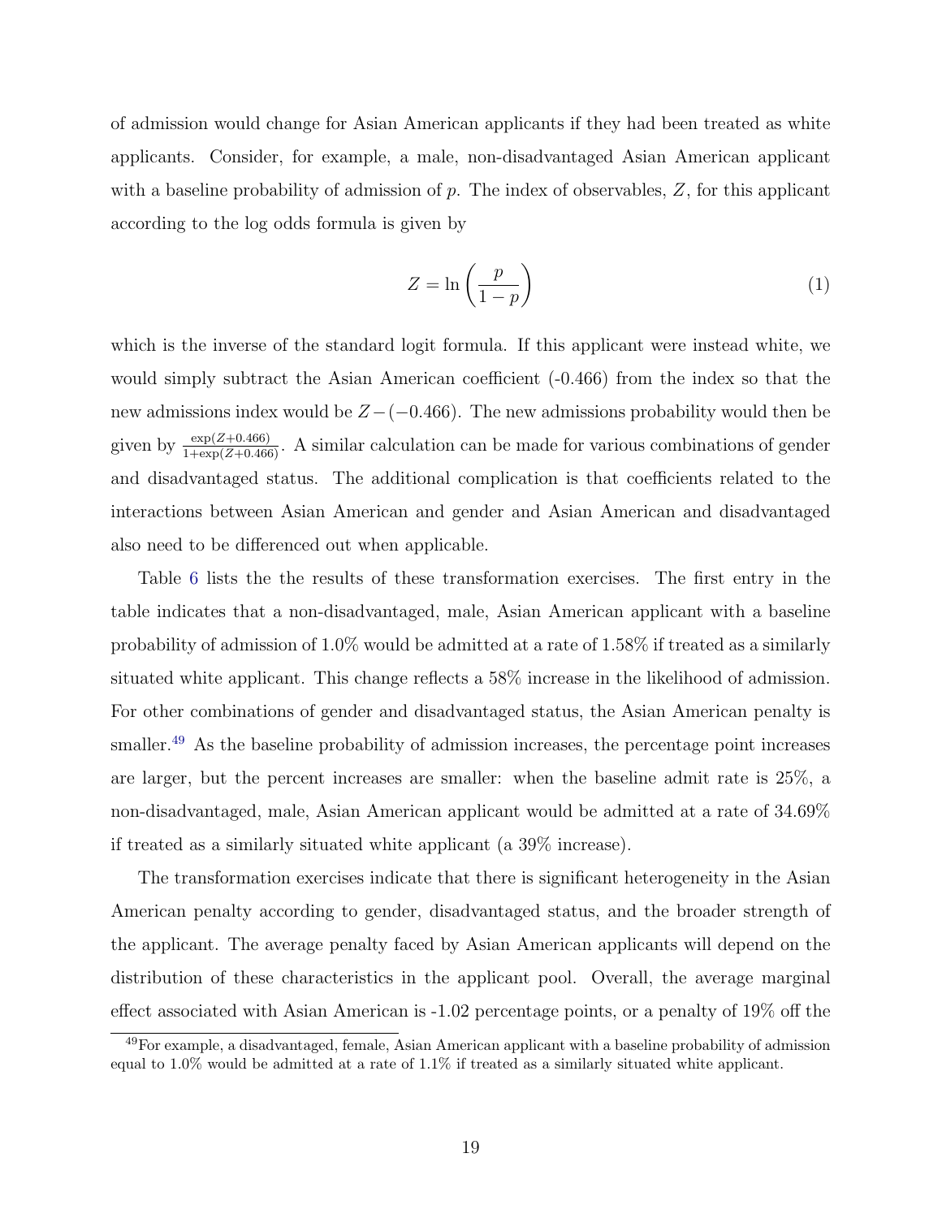of admission would change for Asian American applicants if they had been treated as white applicants. Consider, for example, a male, non-disadvantaged Asian American applicant with a baseline probability of admission of $p$. The index of observables, $Z$, for this applicant according to the log odds formula is given by

$$Z = \ln\left(\frac{p}{1-p}\right) \tag{1}$$

which is the inverse of the standard logit formula. If this applicant were instead white, we would simply subtract the Asian American coefficient (-0.466) from the index so that the new admissions index would be $Z-(-0.466)$. The new admissions probability would then be given by $\frac{\exp(Z+0.466)}{1+\exp(Z+0.466)}$. A similar calculation can be made for various combinations of gender and disadvantaged status. The additional complication is that coefficients related to the interactions between Asian American and gender and Asian American and disadvantaged also need to be differenced out when applicable.

Table 6 lists the the results of these transformation exercises. The first entry in the table indicates that a non-disadvantaged, male, Asian American applicant with a baseline probability of admission of 1.0% would be admitted at a rate of 1.58% if treated as a similarly situated white applicant. This change reflects a 58% increase in the likelihood of admission. For other combinations of gender and disadvantaged status, the Asian American penalty is smaller.[49] As the baseline probability of admission increases, the percentage point increases are larger, but the percent increases are smaller: when the baseline admit rate is 25%, a non-disadvantaged, male, Asian American applicant would be admitted at a rate of 34.69% if treated as a similarly situated white applicant (a 39% increase).

The transformation exercises indicate that there is significant heterogeneity in the Asian American penalty according to gender, disadvantaged status, and the broader strength of the applicant. The average penalty faced by Asian American applicants will depend on the distribution of these characteristics in the applicant pool. Overall, the average marginal effect associated with Asian American is -1.02 percentage points, or a penalty of 19% off the

[49] For example, a disadvantaged, female, Asian American applicant with a baseline probability of admission equal to 1.0% would be admitted at a rate of 1.1% if treated as a similarly situated white applicant.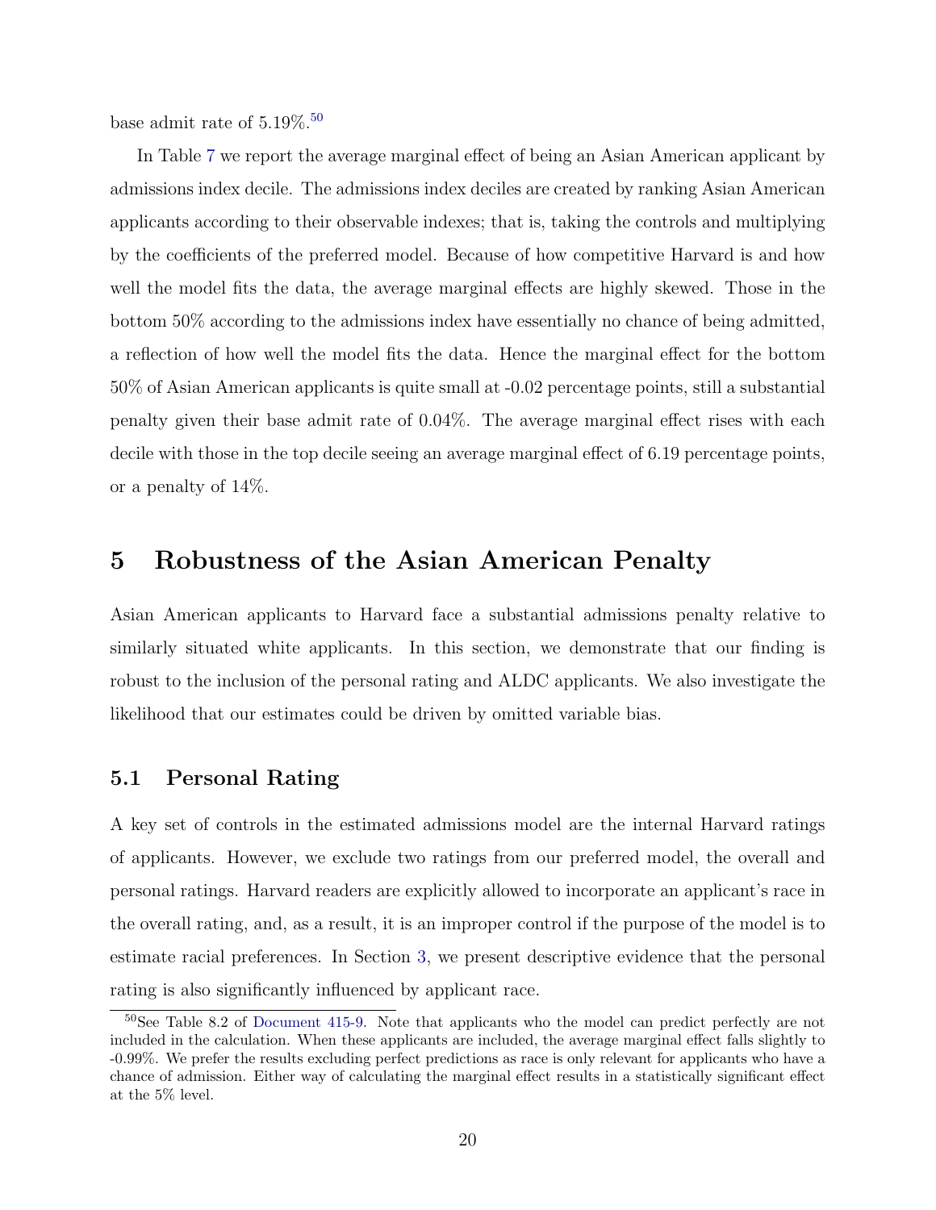base admit rate of 5.19%.[50]

In Table 7 we report the average marginal effect of being an Asian American applicant by admissions index decile. The admissions index deciles are created by ranking Asian American applicants according to their observable indexes; that is, taking the controls and multiplying by the coefficients of the preferred model. Because of how competitive Harvard is and how well the model fits the data, the average marginal effects are highly skewed. Those in the bottom 50% according to the admissions index have essentially no chance of being admitted, a reflection of how well the model fits the data. Hence the marginal effect for the bottom 50% of Asian American applicants is quite small at -0.02 percentage points, still a substantial penalty given their base admit rate of 0.04%. The average marginal effect rises with each decile with those in the top decile seeing an average marginal effect of 6.19 percentage points, or a penalty of 14%.

# 5 Robustness of the Asian American Penalty

Asian American applicants to Harvard face a substantial admissions penalty relative to similarly situated white applicants. In this section, we demonstrate that our finding is robust to the inclusion of the personal rating and ALDC applicants. We also investigate the likelihood that our estimates could be driven by omitted variable bias.

## 5.1 Personal Rating

A key set of controls in the estimated admissions model are the internal Harvard ratings of applicants. However, we exclude two ratings from our preferred model, the overall and personal ratings. Harvard readers are explicitly allowed to incorporate an applicant's race in the overall rating, and, as a result, it is an improper control if the purpose of the model is to estimate racial preferences. In Section 3, we present descriptive evidence that the personal rating is also significantly influenced by applicant race.

[50] See Table 8.2 of Document 415-9. Note that applicants who the model can predict perfectly are not included in the calculation. When these applicants are included, the average marginal effect falls slightly to -0.99%. We prefer the results excluding perfect predictions as race is only relevant for applicants who have a chance of admission. Either way of calculating the marginal effect results in a statistically significant effect at the 5% level.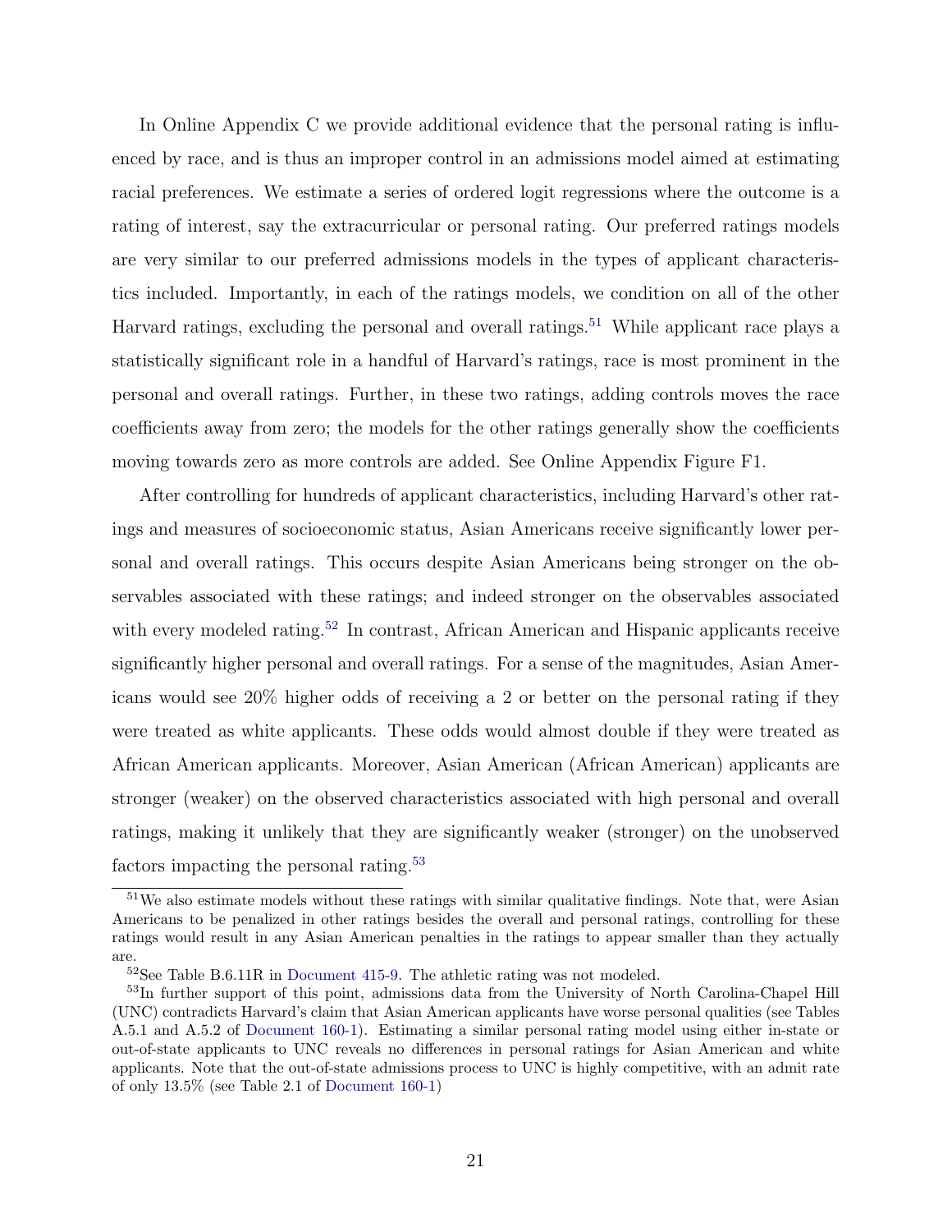In Online Appendix C we provide additional evidence that the personal rating is influenced by race, and is thus an improper control in an admissions model aimed at estimating racial preferences. We estimate a series of ordered logit regressions where the outcome is a rating of interest, say the extracurricular or personal rating. Our preferred ratings models are very similar to our preferred admissions models in the types of applicant characteristics included. Importantly, in each of the ratings models, we condition on all of the other Harvard ratings, excluding the personal and overall ratings.[51] While applicant race plays a statistically significant role in a handful of Harvard's ratings, race is most prominent in the personal and overall ratings. Further, in these two ratings, adding controls moves the race coefficients away from zero; the models for the other ratings generally show the coefficients moving towards zero as more controls are added. See Online Appendix Figure F1.

After controlling for hundreds of applicant characteristics, including Harvard's other ratings and measures of socioeconomic status, Asian Americans receive significantly lower personal and overall ratings. This occurs despite Asian Americans being stronger on the observables associated with these ratings; and indeed stronger on the observables associated with every modeled rating.[52] In contrast, African American and Hispanic applicants receive significantly higher personal and overall ratings. For a sense of the magnitudes, Asian Americans would see 20% higher odds of receiving a 2 or better on the personal rating if they were treated as white applicants. These odds would almost double if they were treated as African American applicants. Moreover, Asian American (African American) applicants are stronger (weaker) on the observed characteristics associated with high personal and overall ratings, making it unlikely that they are significantly weaker (stronger) on the unobserved factors impacting the personal rating.[53]

---

[51] We also estimate models without these ratings with similar qualitative findings. Note that, were Asian Americans to be penalized in other ratings besides the overall and personal ratings, controlling for these ratings would result in any Asian American penalties in the ratings to appear smaller than they actually are.

[52] See Table B.6.11R in Document 415-9. The athletic rating was not modeled.

[53] In further support of this point, admissions data from the University of North Carolina-Chapel Hill (UNC) contradicts Harvard's claim that Asian American applicants have worse personal qualities (see Tables A.5.1 and A.5.2 of Document 160-1). Estimating a similar personal rating model using either in-state or out-of-state applicants to UNC reveals no differences in personal ratings for Asian American and white applicants. Note that the out-of-state admissions process to UNC is highly competitive, with an admit rate of only 13.5% (see Table 2.1 of Document 160-1)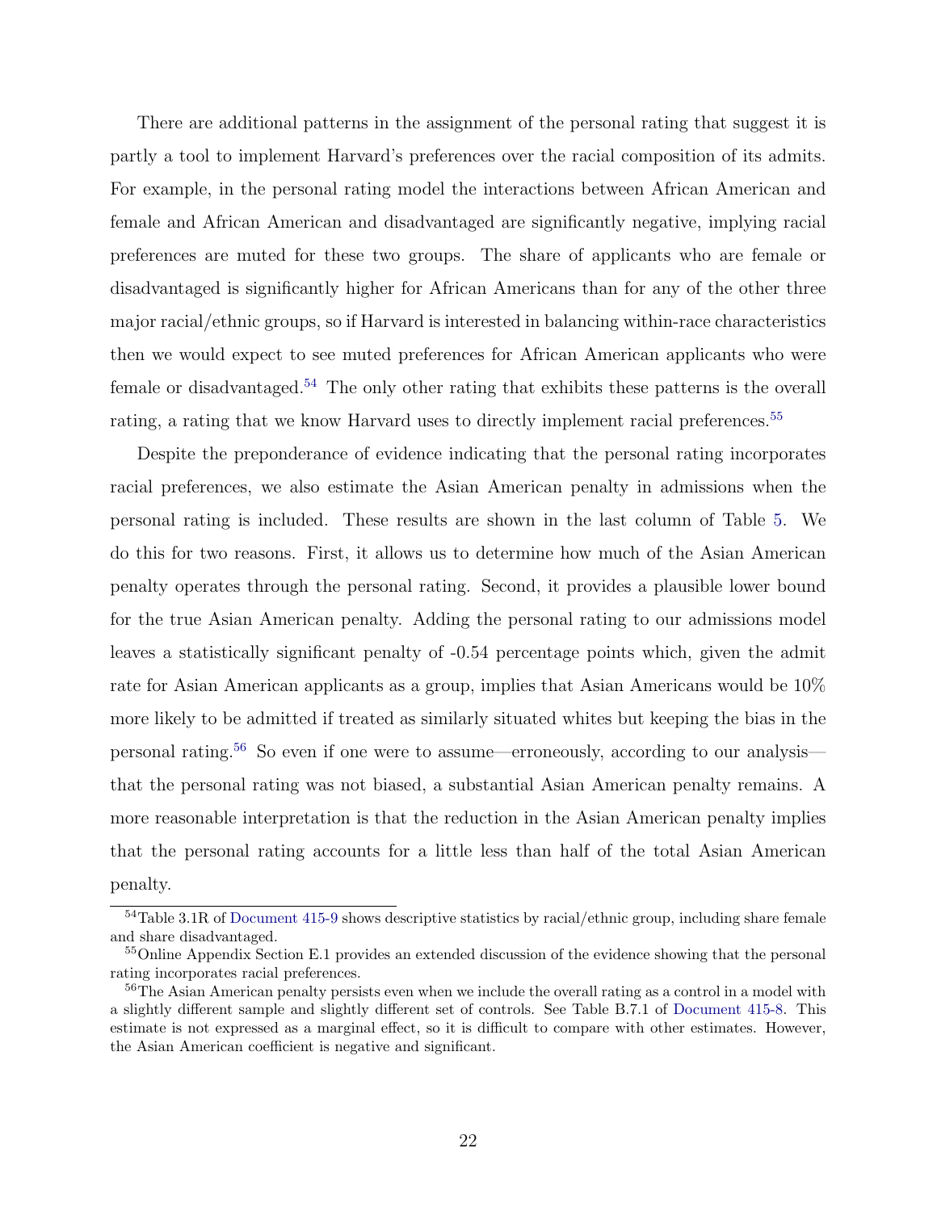There are additional patterns in the assignment of the personal rating that suggest it is partly a tool to implement Harvard's preferences over the racial composition of its admits. For example, in the personal rating model the interactions between African American and female and African American and disadvantaged are significantly negative, implying racial preferences are muted for these two groups. The share of applicants who are female or disadvantaged is significantly higher for African Americans than for any of the other three major racial/ethnic groups, so if Harvard is interested in balancing within-race characteristics then we would expect to see muted preferences for African American applicants who were female or disadvantaged.[54] The only other rating that exhibits these patterns is the overall rating, a rating that we know Harvard uses to directly implement racial preferences.[55]

Despite the preponderance of evidence indicating that the personal rating incorporates racial preferences, we also estimate the Asian American penalty in admissions when the personal rating is included. These results are shown in the last column of Table 5. We do this for two reasons. First, it allows us to determine how much of the Asian American penalty operates through the personal rating. Second, it provides a plausible lower bound for the true Asian American penalty. Adding the personal rating to our admissions model leaves a statistically significant penalty of -0.54 percentage points which, given the admit rate for Asian American applicants as a group, implies that Asian Americans would be 10% more likely to be admitted if treated as similarly situated whites but keeping the bias in the personal rating.[56] So even if one were to assume—erroneously, according to our analysis—that the personal rating was not biased, a substantial Asian American penalty remains. A more reasonable interpretation is that the reduction in the Asian American penalty implies that the personal rating accounts for a little less than half of the total Asian American penalty.

[54] Table 3.1R of Document 415-9 shows descriptive statistics by racial/ethnic group, including share female and share disadvantaged.

[55] Online Appendix Section E.1 provides an extended discussion of the evidence showing that the personal rating incorporates racial preferences.

[56] The Asian American penalty persists even when we include the overall rating as a control in a model with a slightly different sample and slightly different set of controls. See Table B.7.1 of Document 415-8. This estimate is not expressed as a marginal effect, so it is difficult to compare with other estimates. However, the Asian American coefficient is negative and significant.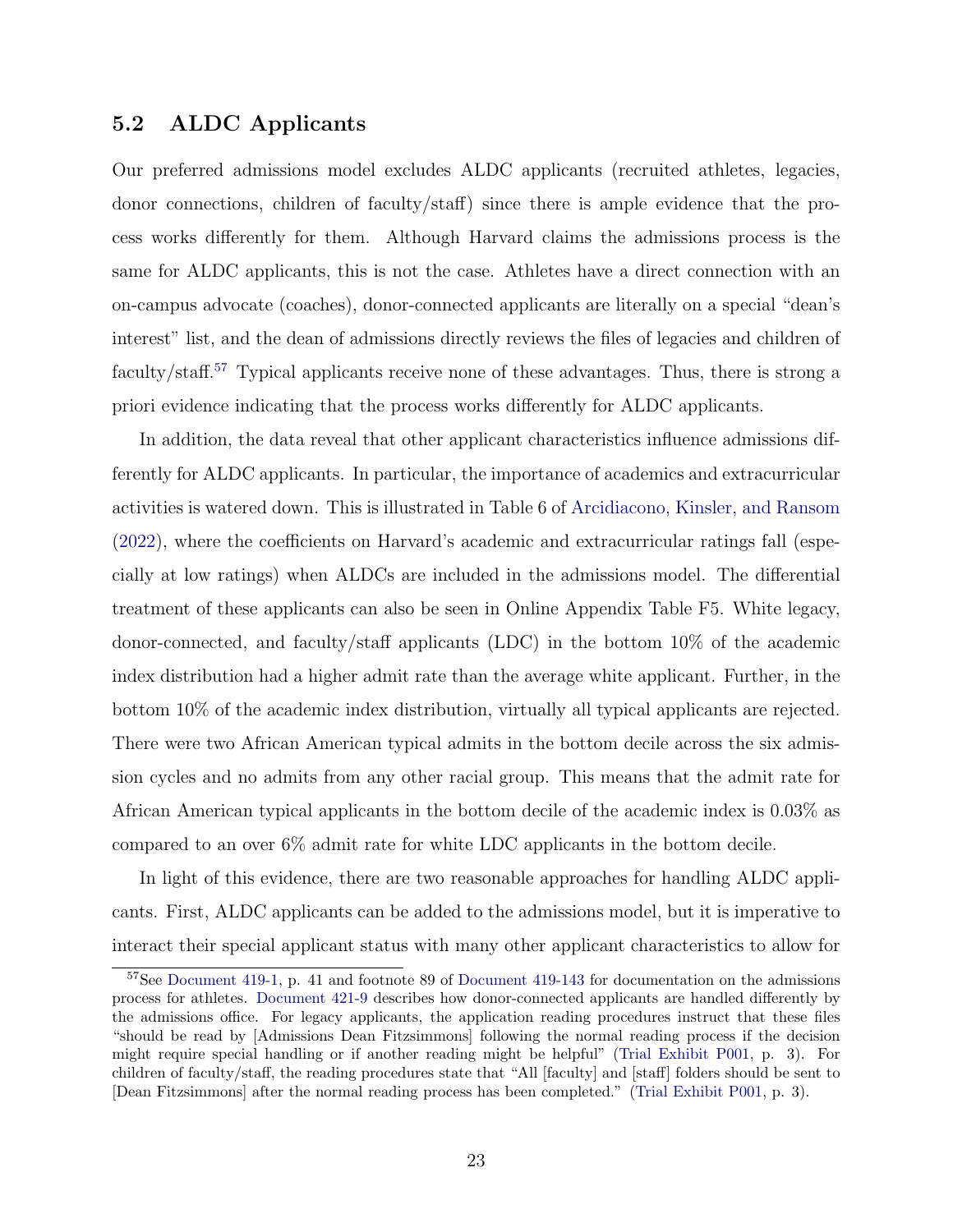## 5.2 ALDC Applicants

Our preferred admissions model excludes ALDC applicants (recruited athletes, legacies, donor connections, children of faculty/staff) since there is ample evidence that the process works differently for them. Although Harvard claims the admissions process is the same for ALDC applicants, this is not the case. Athletes have a direct connection with an on-campus advocate (coaches), donor-connected applicants are literally on a special "dean's interest" list, and the dean of admissions directly reviews the files of legacies and children of faculty/staff.[57] Typical applicants receive none of these advantages. Thus, there is strong a priori evidence indicating that the process works differently for ALDC applicants.

In addition, the data reveal that other applicant characteristics influence admissions differently for ALDC applicants. In particular, the importance of academics and extracurricular activities is watered down. This is illustrated in Table 6 of Arcidiacono, Kinsler, and Ransom (2022), where the coefficients on Harvard's academic and extracurricular ratings fall (especially at low ratings) when ALDCs are included in the admissions model. The differential treatment of these applicants can also be seen in Online Appendix Table F5. White legacy, donor-connected, and faculty/staff applicants (LDC) in the bottom 10% of the academic index distribution had a higher admit rate than the average white applicant. Further, in the bottom 10% of the academic index distribution, virtually all typical applicants are rejected. There were two African American typical admits in the bottom decile across the six admission cycles and no admits from any other racial group. This means that the admit rate for African American typical applicants in the bottom decile of the academic index is 0.03% as compared to an over 6% admit rate for white LDC applicants in the bottom decile.

In light of this evidence, there are two reasonable approaches for handling ALDC applicants. First, ALDC applicants can be added to the admissions model, but it is imperative to interact their special applicant status with many other applicant characteristics to allow for

---

[57] See Document 419-1, p. 41 and footnote 89 of Document 419-143 for documentation on the admissions process for athletes. Document 421-9 describes how donor-connected applicants are handled differently by the admissions office. For legacy applicants, the application reading procedures instruct that these files "should be read by [Admissions Dean Fitzsimmons] following the normal reading process if the decision might require special handling or if another reading might be helpful" (Trial Exhibit P001, p. 3). For children of faculty/staff, the reading procedures state that "All [faculty] and [staff] folders should be sent to [Dean Fitzsimmons] after the normal reading process has been completed." (Trial Exhibit P001, p. 3).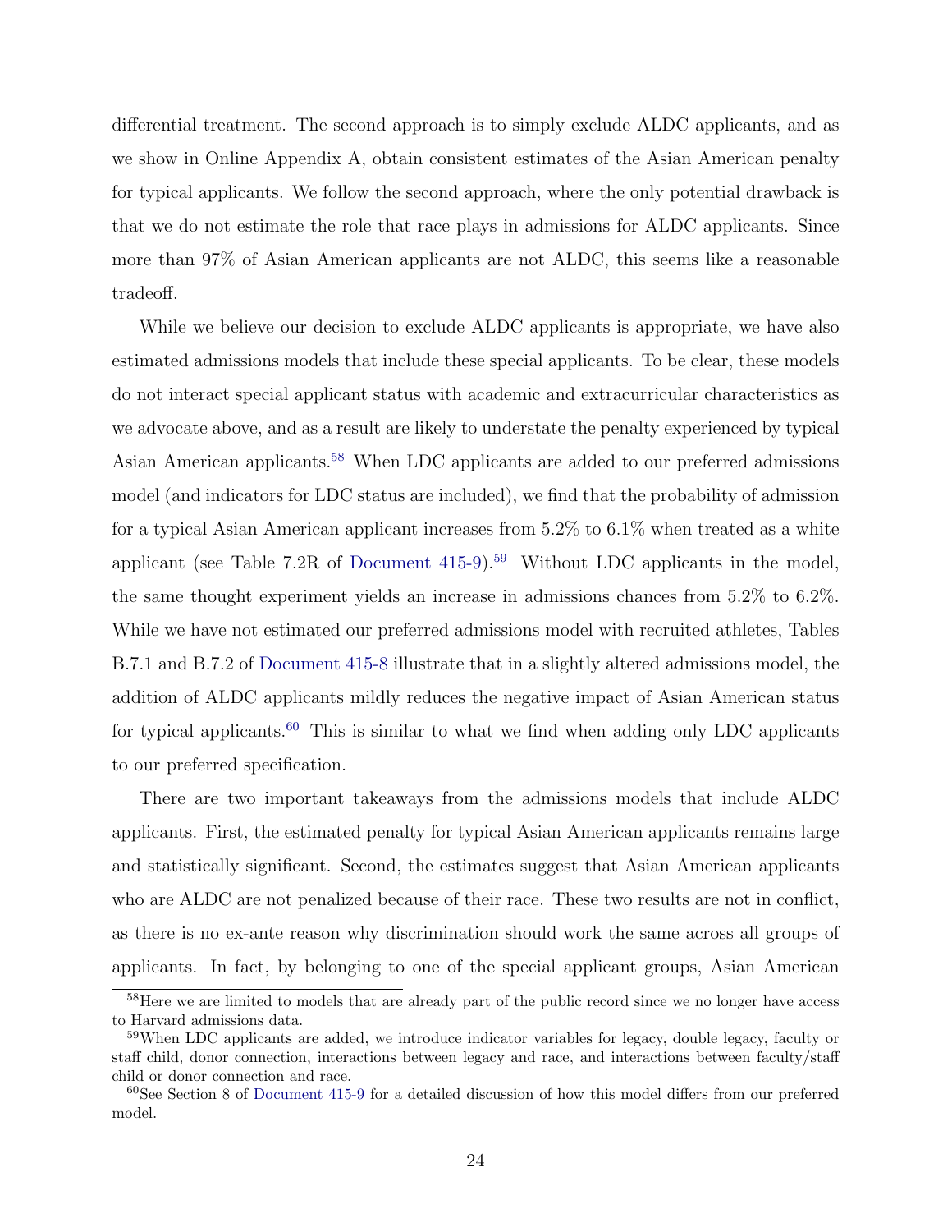differential treatment. The second approach is to simply exclude ALDC applicants, and as we show in Online Appendix A, obtain consistent estimates of the Asian American penalty for typical applicants. We follow the second approach, where the only potential drawback is that we do not estimate the role that race plays in admissions for ALDC applicants. Since more than 97% of Asian American applicants are not ALDC, this seems like a reasonable tradeoff.

While we believe our decision to exclude ALDC applicants is appropriate, we have also estimated admissions models that include these special applicants. To be clear, these models do not interact special applicant status with academic and extracurricular characteristics as we advocate above, and as a result are likely to understate the penalty experienced by typical Asian American applicants.[58] When LDC applicants are added to our preferred admissions model (and indicators for LDC status are included), we find that the probability of admission for a typical Asian American applicant increases from 5.2% to 6.1% when treated as a white applicant (see Table 7.2R of Document 415-9).[59] Without LDC applicants in the model, the same thought experiment yields an increase in admissions chances from 5.2% to 6.2%. While we have not estimated our preferred admissions model with recruited athletes, Tables B.7.1 and B.7.2 of Document 415-8 illustrate that in a slightly altered admissions model, the addition of ALDC applicants mildly reduces the negative impact of Asian American status for typical applicants.[60] This is similar to what we find when adding only LDC applicants to our preferred specification.

There are two important takeaways from the admissions models that include ALDC applicants. First, the estimated penalty for typical Asian American applicants remains large and statistically significant. Second, the estimates suggest that Asian American applicants who are ALDC are not penalized because of their race. These two results are not in conflict, as there is no ex-ante reason why discrimination should work the same across all groups of applicants. In fact, by belonging to one of the special applicant groups, Asian American

[58] Here we are limited to models that are already part of the public record since we no longer have access to Harvard admissions data.

[59] When LDC applicants are added, we introduce indicator variables for legacy, double legacy, faculty or staff child, donor connection, interactions between legacy and race, and interactions between faculty/staff child or donor connection and race.

[60] See Section 8 of Document 415-9 for a detailed discussion of how this model differs from our preferred model.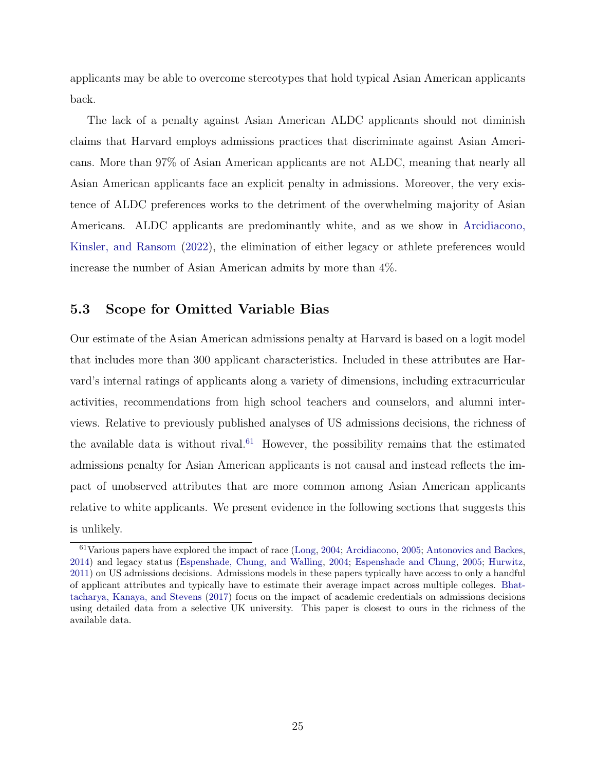applicants may be able to overcome stereotypes that hold typical Asian American applicants back.

The lack of a penalty against Asian American ALDC applicants should not diminish claims that Harvard employs admissions practices that discriminate against Asian Americans. More than 97% of Asian American applicants are not ALDC, meaning that nearly all Asian American applicants face an explicit penalty in admissions. Moreover, the very existence of ALDC preferences works to the detriment of the overwhelming majority of Asian Americans. ALDC applicants are predominantly white, and as we show in Arcidiacono, Kinsler, and Ransom (2022), the elimination of either legacy or athlete preferences would increase the number of Asian American admits by more than 4%.

### 5.3 Scope for Omitted Variable Bias

Our estimate of the Asian American admissions penalty at Harvard is based on a logit model that includes more than 300 applicant characteristics. Included in these attributes are Harvard's internal ratings of applicants along a variety of dimensions, including extracurricular activities, recommendations from high school teachers and counselors, and alumni interviews. Relative to previously published analyses of US admissions decisions, the richness of the available data is without rival.[61] However, the possibility remains that the estimated admissions penalty for Asian American applicants is not causal and instead reflects the impact of unobserved attributes that are more common among Asian American applicants relative to white applicants. We present evidence in the following sections that suggests this is unlikely.

[61] Various papers have explored the impact of race (Long, 2004; Arcidiacono, 2005; Antonovics and Backes, 2014) and legacy status (Espenshade, Chung, and Walling, 2004; Espenshade and Chung, 2005; Hurwitz, 2011) on US admissions decisions. Admissions models in these papers typically have access to only a handful of applicant attributes and typically have to estimate their average impact across multiple colleges. Bhattacharya, Kanaya, and Stevens (2017) focus on the impact of academic credentials on admissions decisions using detailed data from a selective UK university. This paper is closest to ours in the richness of the available data.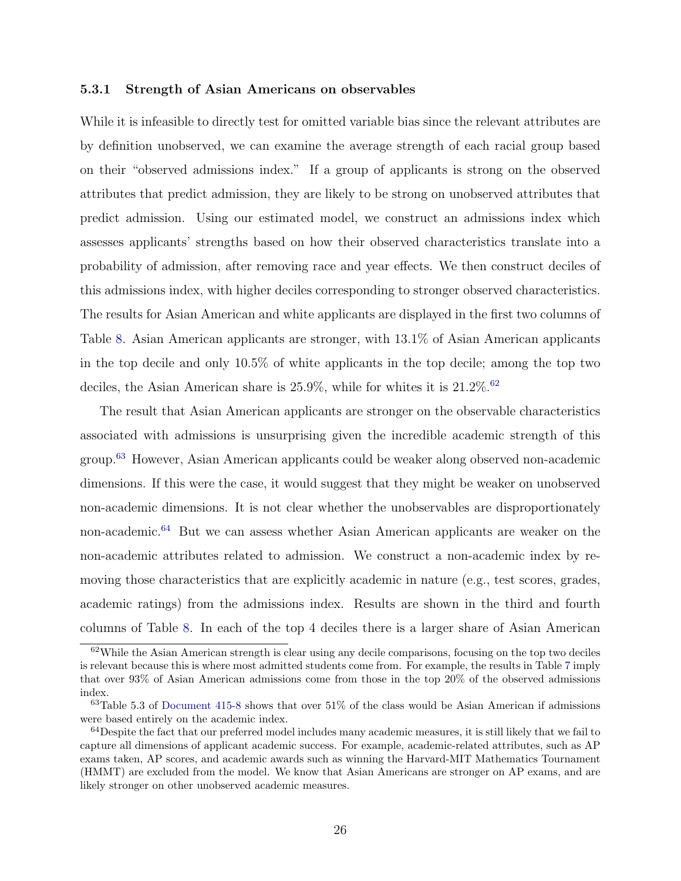### 5.3.1 Strength of Asian Americans on observables

While it is infeasible to directly test for omitted variable bias since the relevant attributes are by definition unobserved, we can examine the average strength of each racial group based on their "observed admissions index." If a group of applicants is strong on the observed attributes that predict admission, they are likely to be strong on unobserved attributes that predict admission. Using our estimated model, we construct an admissions index which assesses applicants' strengths based on how their observed characteristics translate into a probability of admission, after removing race and year effects. We then construct deciles of this admissions index, with higher deciles corresponding to stronger observed characteristics. The results for Asian American and white applicants are displayed in the first two columns of Table 8. Asian American applicants are stronger, with 13.1% of Asian American applicants in the top decile and only 10.5% of white applicants in the top decile; among the top two deciles, the Asian American share is 25.9%, while for whites it is 21.2%.[62]

The result that Asian American applicants are stronger on the observable characteristics associated with admissions is unsurprising given the incredible academic strength of this group.[63] However, Asian American applicants could be weaker along observed non-academic dimensions. If this were the case, it would suggest that they might be weaker on unobserved non-academic dimensions. It is not clear whether the unobservables are disproportionately non-academic.[64] But we can assess whether Asian American applicants are weaker on the non-academic attributes related to admission. We construct a non-academic index by removing those characteristics that are explicitly academic in nature (e.g., test scores, grades, academic ratings) from the admissions index. Results are shown in the third and fourth columns of Table 8. In each of the top 4 deciles there is a larger share of Asian American

---

[62] While the Asian American strength is clear using any decile comparisons, focusing on the top two deciles is relevant because this is where most admitted students come from. For example, the results in Table 7 imply that over 93% of Asian American admissions come from those in the top 20% of the observed admissions index.

[63] Table 5.3 of Document 415-8 shows that over 51% of the class would be Asian American if admissions were based entirely on the academic index.

[64] Despite the fact that our preferred model includes many academic measures, it is still likely that we fail to capture all dimensions of applicant academic success. For example, academic-related attributes, such as AP exams taken, AP scores, and academic awards such as winning the Harvard-MIT Mathematics Tournament (HMMT) are excluded from the model. We know that Asian Americans are stronger on AP exams, and are likely stronger on other unobserved academic measures.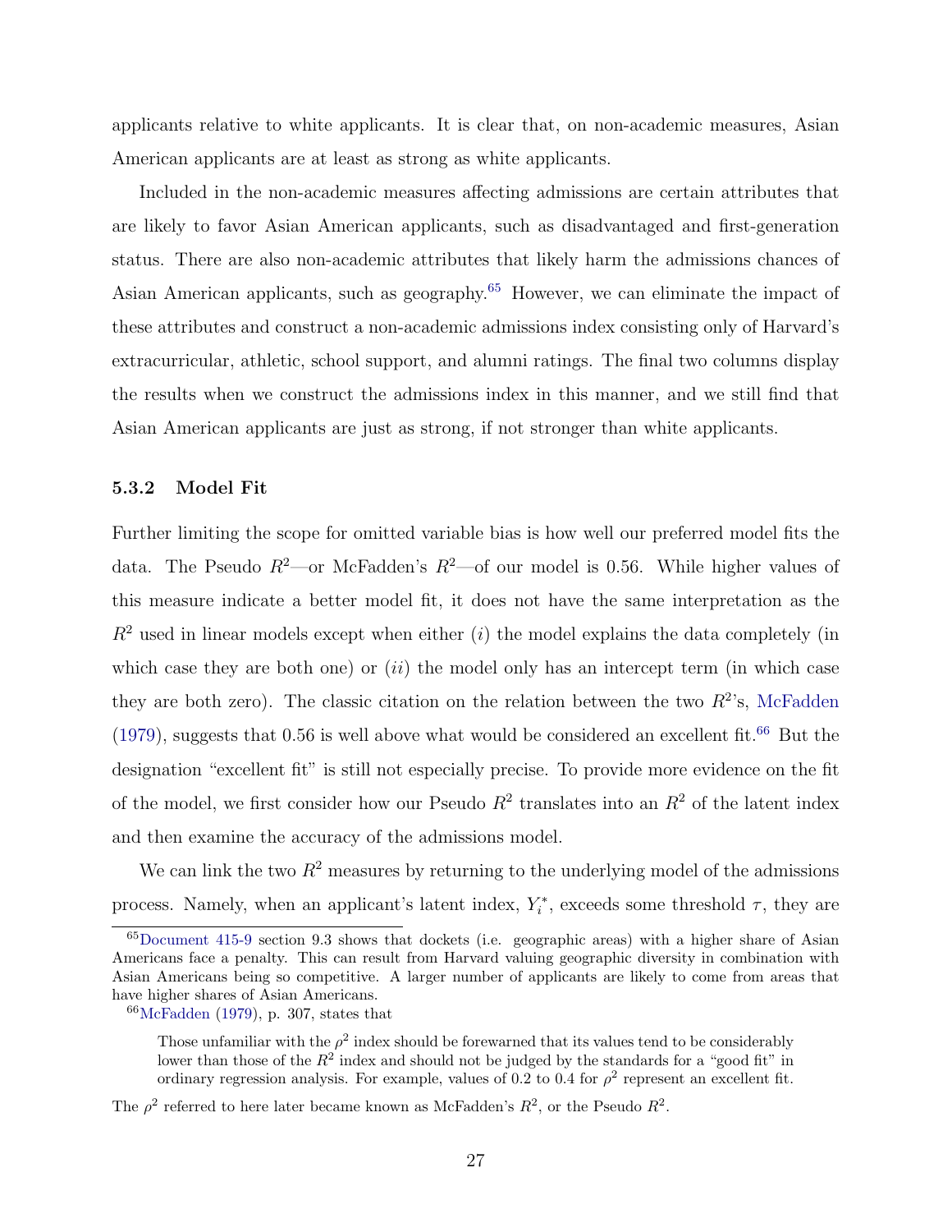applicants relative to white applicants. It is clear that, on non-academic measures, Asian American applicants are at least as strong as white applicants.

Included in the non-academic measures affecting admissions are certain attributes that are likely to favor Asian American applicants, such as disadvantaged and first-generation status. There are also non-academic attributes that likely harm the admissions chances of Asian American applicants, such as geography.[65] However, we can eliminate the impact of these attributes and construct a non-academic admissions index consisting only of Harvard's extracurricular, athletic, school support, and alumni ratings. The final two columns display the results when we construct the admissions index in this manner, and we still find that Asian American applicants are just as strong, if not stronger than white applicants.

### 5.3.2 Model Fit

Further limiting the scope for omitted variable bias is how well our preferred model fits the data. The Pseudo $R^2$—or McFadden's $R^2$—of our model is 0.56. While higher values of this measure indicate a better model fit, it does not have the same interpretation as the $R^2$ used in linear models except when either (*i*) the model explains the data completely (in which case they are both one) or (*ii*) the model only has an intercept term (in which case they are both zero). The classic citation on the relation between the two $R^2$'s, McFadden (1979), suggests that 0.56 is well above what would be considered an excellent fit.[66] But the designation "excellent fit" is still not especially precise. To provide more evidence on the fit of the model, we first consider how our Pseudo $R^2$ translates into an $R^2$ of the latent index and then examine the accuracy of the admissions model.

We can link the two $R^2$ measures by returning to the underlying model of the admissions process. Namely, when an applicant's latent index, $Y_i^*$, exceeds some threshold $\tau$, they are

---

[65] Document 415-9 section 9.3 shows that dockets (i.e. geographic areas) with a higher share of Asian Americans face a penalty. This can result from Harvard valuing geographic diversity in combination with Asian Americans being so competitive. A larger number of applicants are likely to come from areas that have higher shares of Asian Americans.

[66] McFadden (1979), p. 307, states that

> Those unfamiliar with the $\rho^2$ index should be forewarned that its values tend to be considerably lower than those of the $R^2$ index and should not be judged by the standards for a "good fit" in ordinary regression analysis. For example, values of 0.2 to 0.4 for $\rho^2$ represent an excellent fit.

The $\rho^2$ referred to here later became known as McFadden's $R^2$, or the Pseudo $R^2$.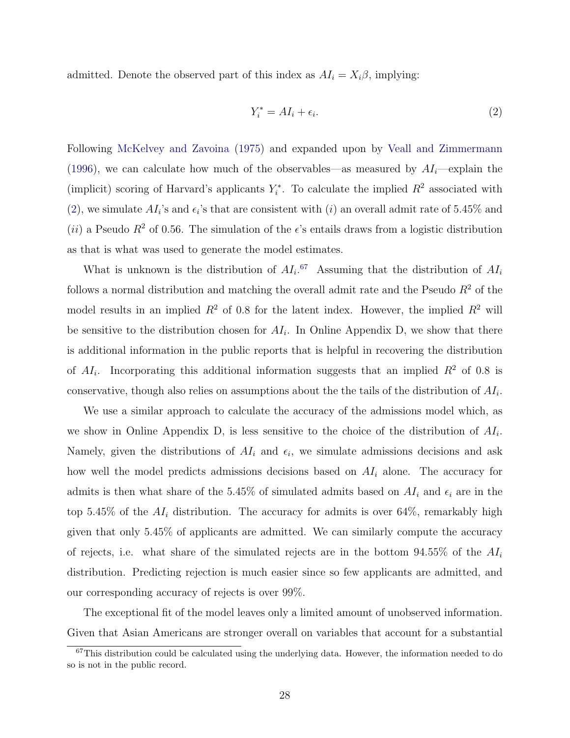admitted. Denote the observed part of this index as $AI_i = X_i\beta$, implying:

$$Y_i^* = AI_i + \epsilon_i. \tag{2}$$

Following McKelvey and Zavoina (1975) and expanded upon by Veall and Zimmermann (1996), we can calculate how much of the observables—as measured by $AI_i$—explain the (implicit) scoring of Harvard's applicants $Y_i^*$. To calculate the implied $R^2$ associated with (2), we simulate $AI_i$'s and $\epsilon_i$'s that are consistent with $(i)$ an overall admit rate of 5.45% and $(ii)$ a Pseudo $R^2$ of 0.56. The simulation of the $\epsilon$'s entails draws from a logistic distribution as that is what was used to generate the model estimates.

What is unknown is the distribution of $AI_i$.[67] Assuming that the distribution of $AI_i$ follows a normal distribution and matching the overall admit rate and the Pseudo $R^2$ of the model results in an implied $R^2$ of 0.8 for the latent index. However, the implied $R^2$ will be sensitive to the distribution chosen for $AI_i$. In Online Appendix D, we show that there is additional information in the public reports that is helpful in recovering the distribution of $AI_i$. Incorporating this additional information suggests that an implied $R^2$ of 0.8 is conservative, though also relies on assumptions about the the tails of the distribution of $AI_i$.

We use a similar approach to calculate the accuracy of the admissions model which, as we show in Online Appendix D, is less sensitive to the choice of the distribution of $AI_i$. Namely, given the distributions of $AI_i$ and $\epsilon_i$, we simulate admissions decisions and ask how well the model predicts admissions decisions based on $AI_i$ alone. The accuracy for admits is then what share of the 5.45% of simulated admits based on $AI_i$ and $\epsilon_i$ are in the top 5.45% of the $AI_i$ distribution. The accuracy for admits is over 64%, remarkably high given that only 5.45% of applicants are admitted. We can similarly compute the accuracy of rejects, i.e. what share of the simulated rejects are in the bottom 94.55% of the $AI_i$ distribution. Predicting rejection is much easier since so few applicants are admitted, and our corresponding accuracy of rejects is over 99%.

The exceptional fit of the model leaves only a limited amount of unobserved information. Given that Asian Americans are stronger overall on variables that account for a substantial

[67] This distribution could be calculated using the underlying data. However, the information needed to do so is not in the public record.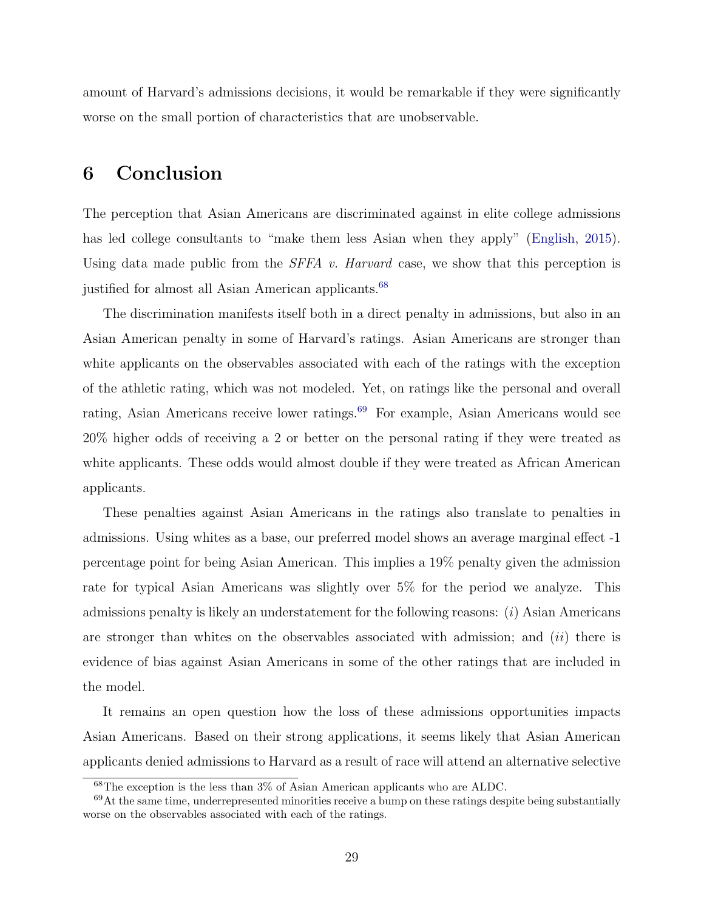amount of Harvard's admissions decisions, it would be remarkable if they were significantly worse on the small portion of characteristics that are unobservable.

# 6 Conclusion

The perception that Asian Americans are discriminated against in elite college admissions has led college consultants to "make them less Asian when they apply" (English, 2015). Using data made public from the *SFFA v. Harvard* case, we show that this perception is justified for almost all Asian American applicants.[68]

The discrimination manifests itself both in a direct penalty in admissions, but also in an Asian American penalty in some of Harvard's ratings. Asian Americans are stronger than white applicants on the observables associated with each of the ratings with the exception of the athletic rating, which was not modeled. Yet, on ratings like the personal and overall rating, Asian Americans receive lower ratings.[69] For example, Asian Americans would see 20% higher odds of receiving a 2 or better on the personal rating if they were treated as white applicants. These odds would almost double if they were treated as African American applicants.

These penalties against Asian Americans in the ratings also translate to penalties in admissions. Using whites as a base, our preferred model shows an average marginal effect -1 percentage point for being Asian American. This implies a 19% penalty given the admission rate for typical Asian Americans was slightly over 5% for the period we analyze. This admissions penalty is likely an understatement for the following reasons: (*i*) Asian Americans are stronger than whites on the observables associated with admission; and (*ii*) there is evidence of bias against Asian Americans in some of the other ratings that are included in the model.

It remains an open question how the loss of these admissions opportunities impacts Asian Americans. Based on their strong applications, it seems likely that Asian American applicants denied admissions to Harvard as a result of race will attend an alternative selective

[68] The exception is the less than 3% of Asian American applicants who are ALDC.

[69] At the same time, underrepresented minorities receive a bump on these ratings despite being substantially worse on the observables associated with each of the ratings.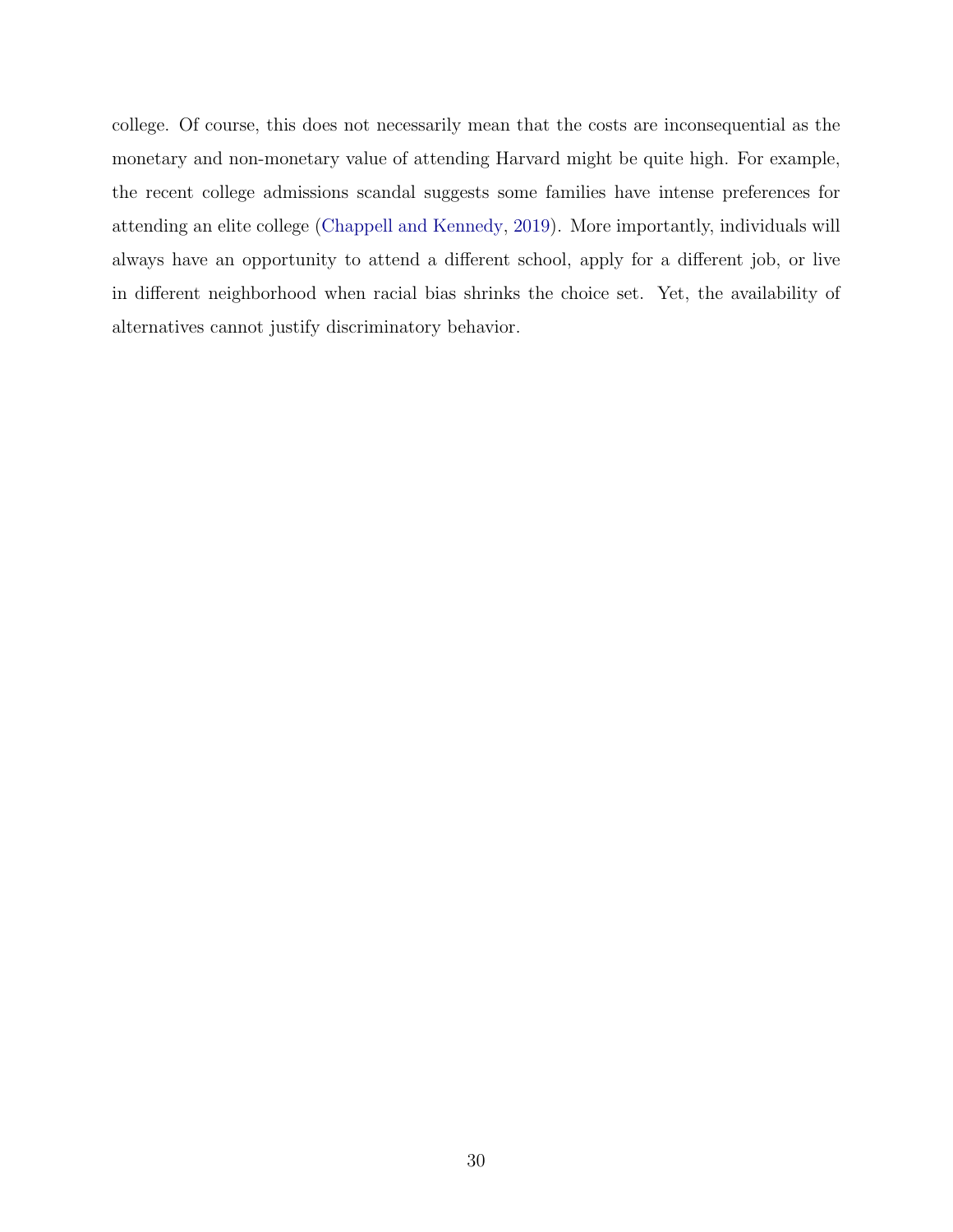college. Of course, this does not necessarily mean that the costs are inconsequential as the monetary and non-monetary value of attending Harvard might be quite high. For example, the recent college admissions scandal suggests some families have intense preferences for attending an elite college (Chappell and Kennedy, 2019). More importantly, individuals will always have an opportunity to attend a different school, apply for a different job, or live in different neighborhood when racial bias shrinks the choice set. Yet, the availability of alternatives cannot justify discriminatory behavior.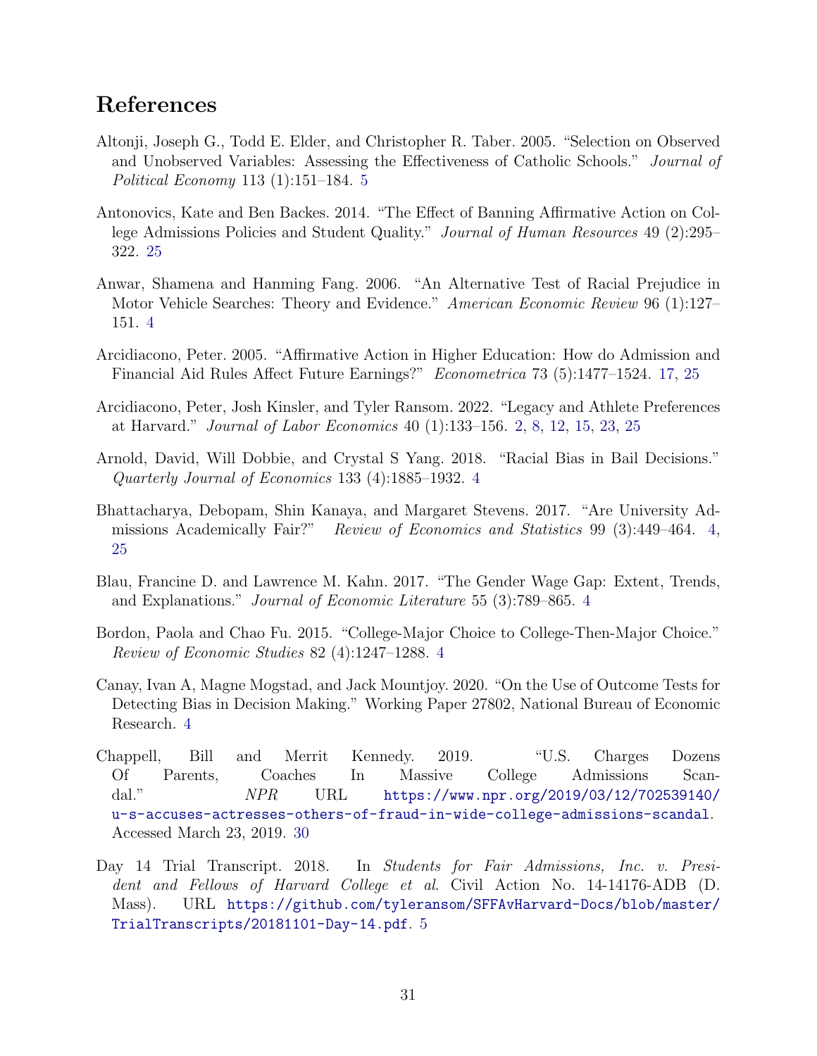## References

Altonji, Joseph G., Todd E. Elder, and Christopher R. Taber. 2005. "Selection on Observed and Unobserved Variables: Assessing the Effectiveness of Catholic Schools." *Journal of Political Economy* 113 (1):151–184. 5

Antonovics, Kate and Ben Backes. 2014. "The Effect of Banning Affirmative Action on College Admissions Policies and Student Quality." *Journal of Human Resources* 49 (2):295–322. 25

Anwar, Shamena and Hanming Fang. 2006. "An Alternative Test of Racial Prejudice in Motor Vehicle Searches: Theory and Evidence." *American Economic Review* 96 (1):127–151. 4

Arcidiacono, Peter. 2005. "Affirmative Action in Higher Education: How do Admission and Financial Aid Rules Affect Future Earnings?" *Econometrica* 73 (5):1477–1524. 17, 25

Arcidiacono, Peter, Josh Kinsler, and Tyler Ransom. 2022. "Legacy and Athlete Preferences at Harvard." *Journal of Labor Economics* 40 (1):133–156. 2, 8, 12, 15, 23, 25

Arnold, David, Will Dobbie, and Crystal S Yang. 2018. "Racial Bias in Bail Decisions." *Quarterly Journal of Economics* 133 (4):1885–1932. 4

Bhattacharya, Debopam, Shin Kanaya, and Margaret Stevens. 2017. "Are University Admissions Academically Fair?" *Review of Economics and Statistics* 99 (3):449–464. 4, 25

Blau, Francine D. and Lawrence M. Kahn. 2017. "The Gender Wage Gap: Extent, Trends, and Explanations." *Journal of Economic Literature* 55 (3):789–865. 4

Bordon, Paola and Chao Fu. 2015. "College-Major Choice to College-Then-Major Choice." *Review of Economic Studies* 82 (4):1247–1288. 4

Canay, Ivan A, Magne Mogstad, and Jack Mountjoy. 2020. "On the Use of Outcome Tests for Detecting Bias in Decision Making." Working Paper 27802, National Bureau of Economic Research. 4

Chappell, Bill and Merrit Kennedy. 2019. "U.S. Charges Dozens Of Parents, Coaches In Massive College Admissions Scandal." *NPR* URL https://www.npr.org/2019/03/12/702539140/u-s-accuses-actresses-others-of-fraud-in-wide-college-admissions-scandal. Accessed March 23, 2019. 30

Day 14 Trial Transcript. 2018. In *Students for Fair Admissions, Inc. v. President and Fellows of Harvard College et al.* Civil Action No. 14-14176-ADB (D. Mass). URL https://github.com/tyleransom/SFFAvHarvard-Docs/blob/master/TrialTranscripts/20181101-Day-14.pdf. 5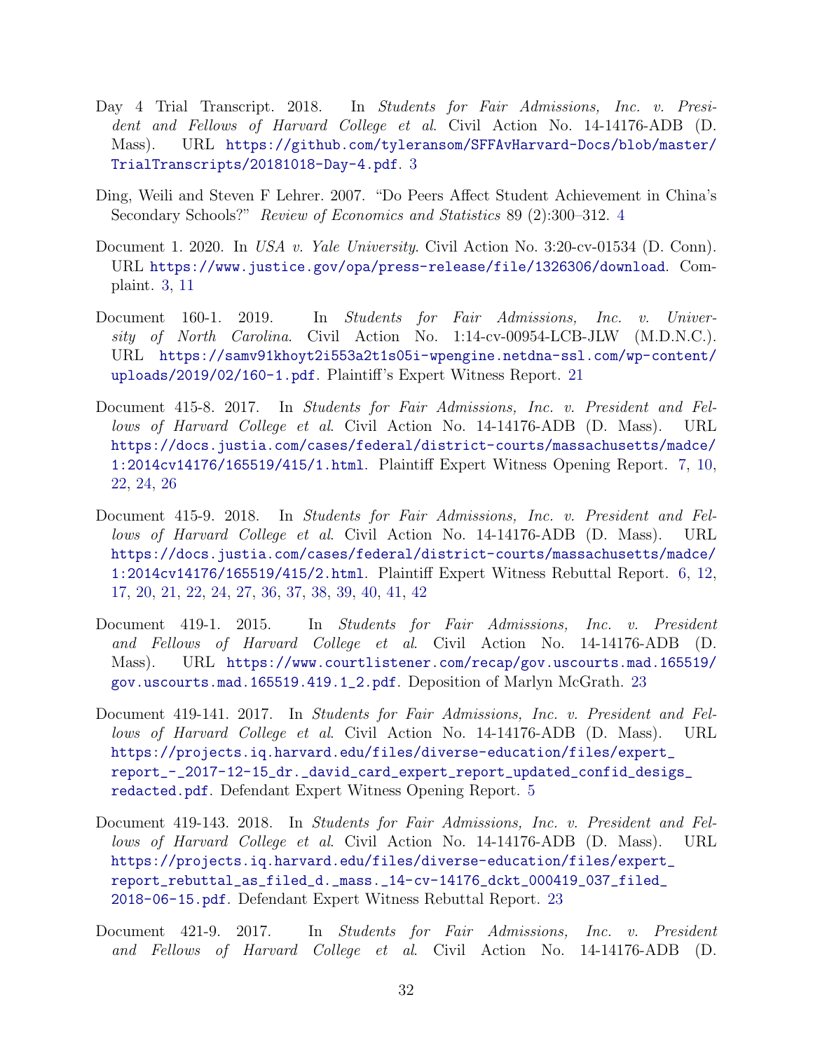Day 4 Trial Transcript. 2018. In *Students for Fair Admissions, Inc. v. President and Fellows of Harvard College et al.* Civil Action No. 14-14176-ADB (D. Mass). URL https://github.com/tyleransom/SFFAvHarvard-Docs/blob/master/TrialTranscripts/20181018-Day-4.pdf. 3

Ding, Weili and Steven F Lehrer. 2007. "Do Peers Affect Student Achievement in China's Secondary Schools?" *Review of Economics and Statistics* 89 (2):300–312. 4

Document 1. 2020. In *USA v. Yale University*. Civil Action No. 3:20-cv-01534 (D. Conn). URL https://www.justice.gov/opa/press-release/file/1326306/download. Complaint. 3, 11

Document 160-1. 2019. In *Students for Fair Admissions, Inc. v. University of North Carolina*. Civil Action No. 1:14-cv-00954-LCB-JLW (M.D.N.C.). URL https://samv91khoyt2i553a2t1s05i-wpengine.netdna-ssl.com/wp-content/uploads/2019/02/160-1.pdf. Plaintiff's Expert Witness Report. 21

Document 415-8. 2017. In *Students for Fair Admissions, Inc. v. President and Fellows of Harvard College et al.* Civil Action No. 14-14176-ADB (D. Mass). URL https://docs.justia.com/cases/federal/district-courts/massachusetts/madce/1:2014cv14176/165519/415/1.html. Plaintiff Expert Witness Opening Report. 7, 10, 22, 24, 26

Document 415-9. 2018. In *Students for Fair Admissions, Inc. v. President and Fellows of Harvard College et al.* Civil Action No. 14-14176-ADB (D. Mass). URL https://docs.justia.com/cases/federal/district-courts/massachusetts/madce/1:2014cv14176/165519/415/2.html. Plaintiff Expert Witness Rebuttal Report. 6, 12, 17, 20, 21, 22, 24, 27, 36, 37, 38, 39, 40, 41, 42

Document 419-1. 2015. In *Students for Fair Admissions, Inc. v. President and Fellows of Harvard College et al.* Civil Action No. 14-14176-ADB (D. Mass). URL https://www.courtlistener.com/recap/gov.uscourts.mad.165519/gov.uscourts.mad.165519.419.1_2.pdf. Deposition of Marlyn McGrath. 23

Document 419-141. 2017. In *Students for Fair Admissions, Inc. v. President and Fellows of Harvard College et al.* Civil Action No. 14-14176-ADB (D. Mass). URL https://projects.iq.harvard.edu/files/diverse-education/files/expert_report_-_2017-12-15_dr._david_card_expert_report_updated_confid_desigs_redacted.pdf. Defendant Expert Witness Opening Report. 5

Document 419-143. 2018. In *Students for Fair Admissions, Inc. v. President and Fellows of Harvard College et al.* Civil Action No. 14-14176-ADB (D. Mass). URL https://projects.iq.harvard.edu/files/diverse-education/files/expert_report_rebuttal_as_filed_d._mass._14-cv-14176_dckt_000419_037_filed_2018-06-15.pdf. Defendant Expert Witness Rebuttal Report. 23

Document 421-9. 2017. In *Students for Fair Admissions, Inc. v. President and Fellows of Harvard College et al.* Civil Action No. 14-14176-ADB (D.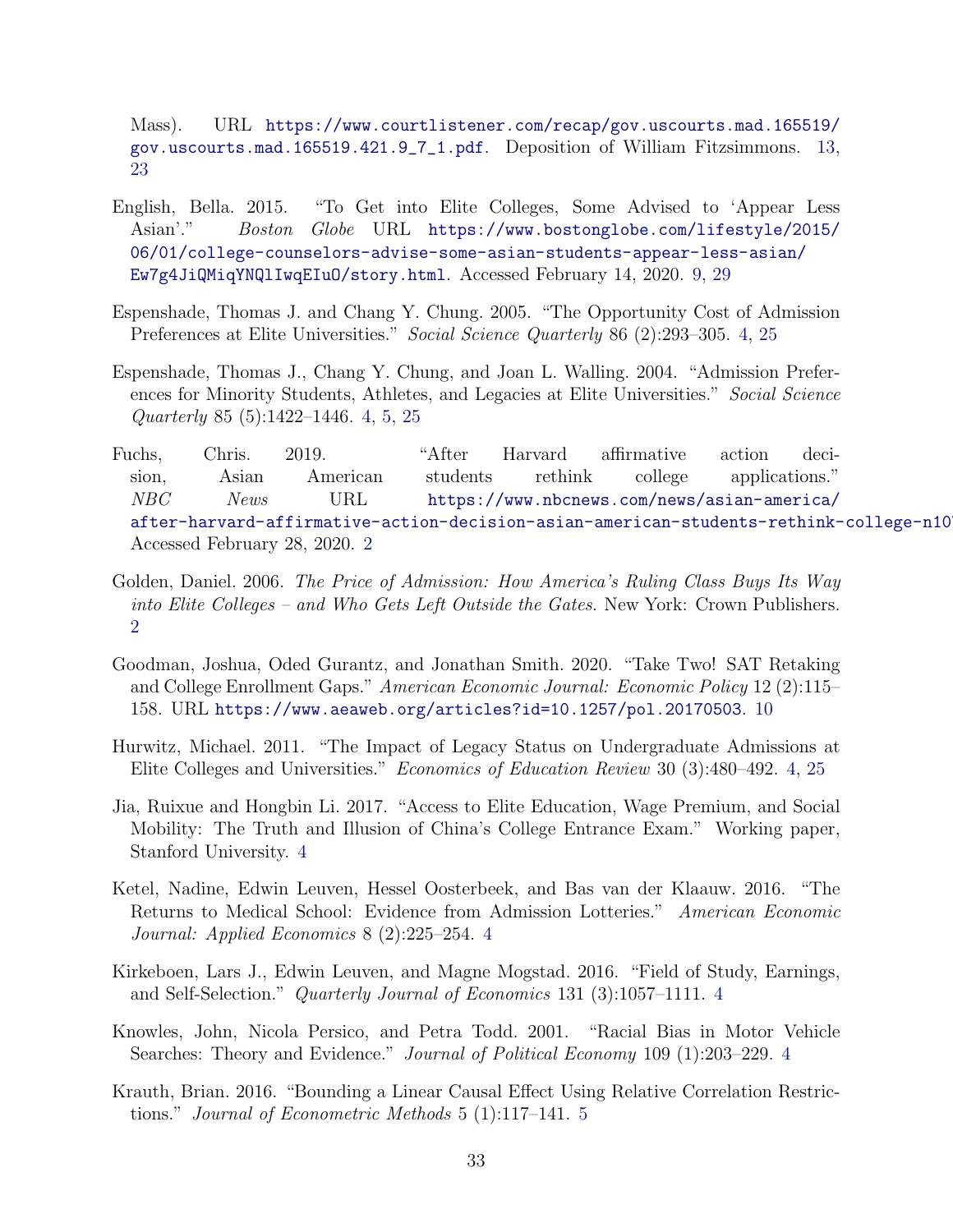Mass). URL https://www.courtlistener.com/recap/gov.uscourts.mad.165519/gov.uscourts.mad.165519.421.9_7_1.pdf. Deposition of William Fitzsimmons. 13, 23

English, Bella. 2015. "To Get into Elite Colleges, Some Advised to 'Appear Less Asian'." *Boston Globe* URL https://www.bostonglobe.com/lifestyle/2015/06/01/college-counselors-advise-some-asian-students-appear-less-asian/Ew7g4JiQMiqYNQlIwqEIuO/story.html. Accessed February 14, 2020. 9, 29

Espenshade, Thomas J. and Chang Y. Chung. 2005. "The Opportunity Cost of Admission Preferences at Elite Universities." *Social Science Quarterly* 86 (2):293–305. 4, 25

Espenshade, Thomas J., Chang Y. Chung, and Joan L. Walling. 2004. "Admission Preferences for Minority Students, Athletes, and Legacies at Elite Universities." *Social Science Quarterly* 85 (5):1422–1446. 4, 5, 25

Fuchs, Chris. 2019. "After Harvard affirmative action decision, Asian American students rethink college applications." *NBC News* URL https://www.nbcnews.com/news/asian-america/after-harvard-affirmative-action-decision-asian-american-students-rethink-college-n10 Accessed February 28, 2020. 2

Golden, Daniel. 2006. *The Price of Admission: How America's Ruling Class Buys Its Way into Elite Colleges – and Who Gets Left Outside the Gates*. New York: Crown Publishers. 2

Goodman, Joshua, Oded Gurantz, and Jonathan Smith. 2020. "Take Two! SAT Retaking and College Enrollment Gaps." *American Economic Journal: Economic Policy* 12 (2):115–158. URL https://www.aeaweb.org/articles?id=10.1257/pol.20170503. 10

Hurwitz, Michael. 2011. "The Impact of Legacy Status on Undergraduate Admissions at Elite Colleges and Universities." *Economics of Education Review* 30 (3):480–492. 4, 25

Jia, Ruixue and Hongbin Li. 2017. "Access to Elite Education, Wage Premium, and Social Mobility: The Truth and Illusion of China's College Entrance Exam." Working paper, Stanford University. 4

Ketel, Nadine, Edwin Leuven, Hessel Oosterbeek, and Bas van der Klaauw. 2016. "The Returns to Medical School: Evidence from Admission Lotteries." *American Economic Journal: Applied Economics* 8 (2):225–254. 4

Kirkeboen, Lars J., Edwin Leuven, and Magne Mogstad. 2016. "Field of Study, Earnings, and Self-Selection." *Quarterly Journal of Economics* 131 (3):1057–1111. 4

Knowles, John, Nicola Persico, and Petra Todd. 2001. "Racial Bias in Motor Vehicle Searches: Theory and Evidence." *Journal of Political Economy* 109 (1):203–229. 4

Krauth, Brian. 2016. "Bounding a Linear Causal Effect Using Relative Correlation Restrictions." *Journal of Econometric Methods* 5 (1):117–141. 5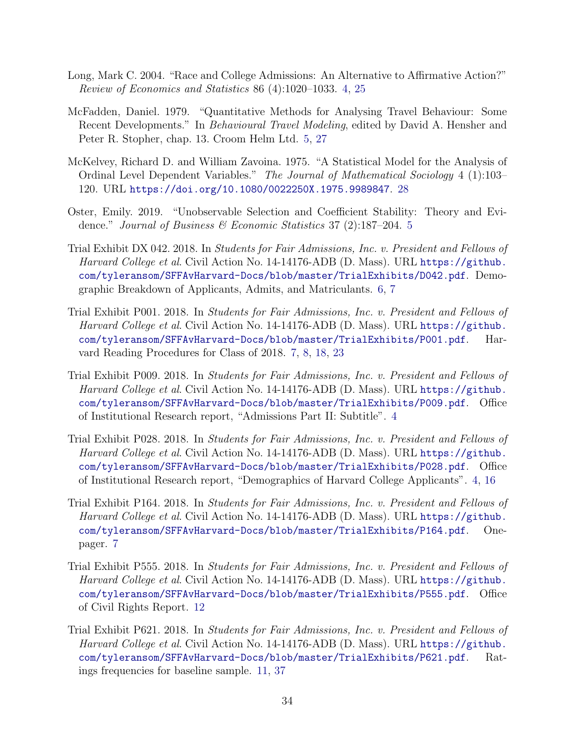Long, Mark C. 2004. "Race and College Admissions: An Alternative to Affirmative Action?" *Review of Economics and Statistics* 86 (4):1020–1033. 4, 25

McFadden, Daniel. 1979. "Quantitative Methods for Analysing Travel Behaviour: Some Recent Developments." In *Behavioural Travel Modeling*, edited by David A. Hensher and Peter R. Stopher, chap. 13. Croom Helm Ltd. 5, 27

McKelvey, Richard D. and William Zavoina. 1975. "A Statistical Model for the Analysis of Ordinal Level Dependent Variables." *The Journal of Mathematical Sociology* 4 (1):103–120. URL https://doi.org/10.1080/0022250X.1975.9989847. 28

Oster, Emily. 2019. "Unobservable Selection and Coefficient Stability: Theory and Evidence." *Journal of Business & Economic Statistics* 37 (2):187–204. 5

Trial Exhibit DX 042. 2018. In *Students for Fair Admissions, Inc. v. President and Fellows of Harvard College et al*. Civil Action No. 14-14176-ADB (D. Mass). URL https://github.com/tyleransom/SFFAvHarvard-Docs/blob/master/TrialExhibits/D042.pdf. Demographic Breakdown of Applicants, Admits, and Matriculants. 6, 7

Trial Exhibit P001. 2018. In *Students for Fair Admissions, Inc. v. President and Fellows of Harvard College et al*. Civil Action No. 14-14176-ADB (D. Mass). URL https://github.com/tyleransom/SFFAvHarvard-Docs/blob/master/TrialExhibits/P001.pdf. Harvard Reading Procedures for Class of 2018. 7, 8, 18, 23

Trial Exhibit P009. 2018. In *Students for Fair Admissions, Inc. v. President and Fellows of Harvard College et al*. Civil Action No. 14-14176-ADB (D. Mass). URL https://github.com/tyleransom/SFFAvHarvard-Docs/blob/master/TrialExhibits/P009.pdf. Office of Institutional Research report, "Admissions Part II: Subtitle". 4

Trial Exhibit P028. 2018. In *Students for Fair Admissions, Inc. v. President and Fellows of Harvard College et al*. Civil Action No. 14-14176-ADB (D. Mass). URL https://github.com/tyleransom/SFFAvHarvard-Docs/blob/master/TrialExhibits/P028.pdf. Office of Institutional Research report, "Demographics of Harvard College Applicants". 4, 16

Trial Exhibit P164. 2018. In *Students for Fair Admissions, Inc. v. President and Fellows of Harvard College et al*. Civil Action No. 14-14176-ADB (D. Mass). URL https://github.com/tyleransom/SFFAvHarvard-Docs/blob/master/TrialExhibits/P164.pdf. One-pager. 7

Trial Exhibit P555. 2018. In *Students for Fair Admissions, Inc. v. President and Fellows of Harvard College et al*. Civil Action No. 14-14176-ADB (D. Mass). URL https://github.com/tyleransom/SFFAvHarvard-Docs/blob/master/TrialExhibits/P555.pdf. Office of Civil Rights Report. 12

Trial Exhibit P621. 2018. In *Students for Fair Admissions, Inc. v. President and Fellows of Harvard College et al*. Civil Action No. 14-14176-ADB (D. Mass). URL https://github.com/tyleransom/SFFAvHarvard-Docs/blob/master/TrialExhibits/P621.pdf. Ratings frequencies for baseline sample. 11, 37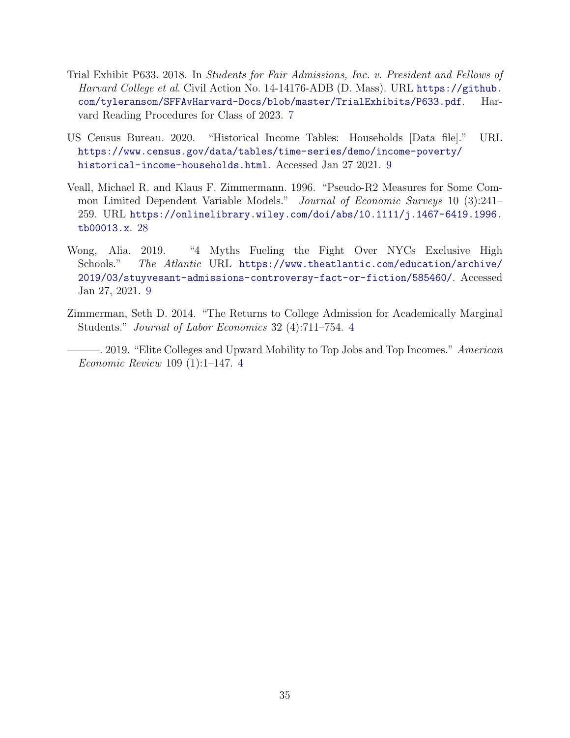Trial Exhibit P633. 2018. In *Students for Fair Admissions, Inc. v. President and Fellows of Harvard College et al*. Civil Action No. 14-14176-ADB (D. Mass). URL https://github.com/tyleransom/SFFAvHarvard-Docs/blob/master/TrialExhibits/P633.pdf. Harvard Reading Procedures for Class of 2023. 7

US Census Bureau. 2020. "Historical Income Tables: Households [Data file]." URL https://www.census.gov/data/tables/time-series/demo/income-poverty/historical-income-households.html. Accessed Jan 27 2021. 9

Veall, Michael R. and Klaus F. Zimmermann. 1996. "Pseudo-R2 Measures for Some Common Limited Dependent Variable Models." *Journal of Economic Surveys* 10 (3):241–259. URL https://onlinelibrary.wiley.com/doi/abs/10.1111/j.1467-6419.1996.tb00013.x. 28

Wong, Alia. 2019. "4 Myths Fueling the Fight Over NYCs Exclusive High Schools." *The Atlantic* URL https://www.theatlantic.com/education/archive/2019/03/stuyvesant-admissions-controversy-fact-or-fiction/585460/. Accessed Jan 27, 2021. 9

Zimmerman, Seth D. 2014. "The Returns to College Admission for Academically Marginal Students." *Journal of Labor Economics* 32 (4):711–754. 4

———. 2019. "Elite Colleges and Upward Mobility to Top Jobs and Top Incomes." *American Economic Review* 109 (1):1–147. 4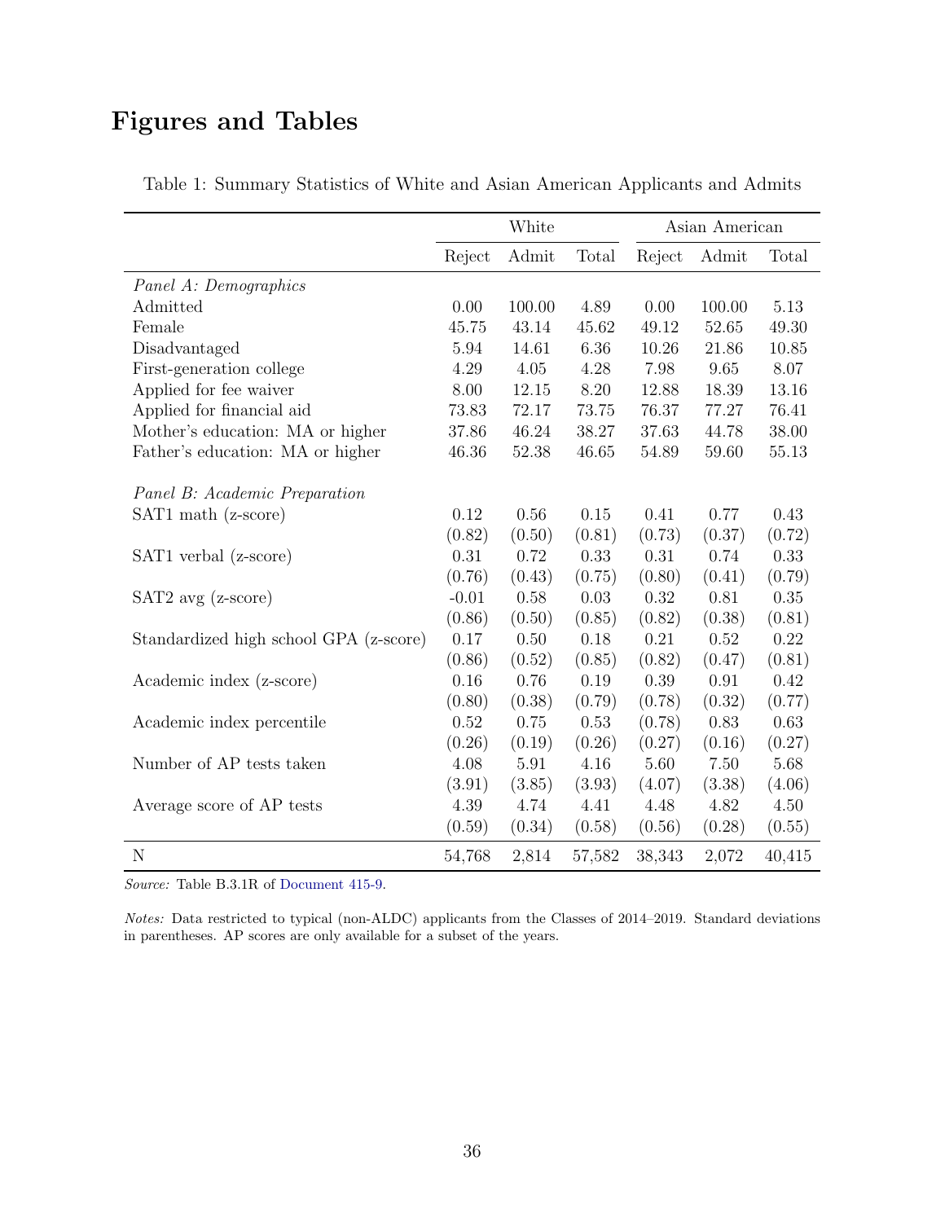# Figures and Tables

Table 1: Summary Statistics of White and Asian American Applicants and Admits

| | White | | | Asian American | | |
|---|---|---|---|---|---|---|
| | Reject | Admit | Total | Reject | Admit | Total |
| *Panel A: Demographics* | | | | | | |
| Admitted | 0.00 | 100.00 | 4.89 | 0.00 | 100.00 | 5.13 |
| Female | 45.75 | 43.14 | 45.62 | 49.12 | 52.65 | 49.30 |
| Disadvantaged | 5.94 | 14.61 | 6.36 | 10.26 | 21.86 | 10.85 |
| First-generation college | 4.29 | 4.05 | 4.28 | 7.98 | 9.65 | 8.07 |
| Applied for fee waiver | 8.00 | 12.15 | 8.20 | 12.88 | 18.39 | 13.16 |
| Applied for financial aid | 73.83 | 72.17 | 73.75 | 76.37 | 77.27 | 76.41 |
| Mother's education: MA or higher | 37.86 | 46.24 | 38.27 | 37.63 | 44.78 | 38.00 |
| Father's education: MA or higher | 46.36 | 52.38 | 46.65 | 54.89 | 59.60 | 55.13 |
| *Panel B: Academic Preparation* | | | | | | |
| SAT1 math (z-score) | 0.12 | 0.56 | 0.15 | 0.41 | 0.77 | 0.43 |
| | (0.82) | (0.50) | (0.81) | (0.73) | (0.37) | (0.72) |
| SAT1 verbal (z-score) | 0.31 | 0.72 | 0.33 | 0.31 | 0.74 | 0.33 |
| | (0.76) | (0.43) | (0.75) | (0.80) | (0.41) | (0.79) |
| SAT2 avg (z-score) | -0.01 | 0.58 | 0.03 | 0.32 | 0.81 | 0.35 |
| | (0.86) | (0.50) | (0.85) | (0.82) | (0.38) | (0.81) |
| Standardized high school GPA (z-score) | 0.17 | 0.50 | 0.18 | 0.21 | 0.52 | 0.22 |
| | (0.86) | (0.52) | (0.85) | (0.82) | (0.47) | (0.81) |
| Academic index (z-score) | 0.16 | 0.76 | 0.19 | 0.39 | 0.91 | 0.42 |
| | (0.80) | (0.38) | (0.79) | (0.78) | (0.32) | (0.77) |
| Academic index percentile | 0.52 | 0.75 | 0.53 | (0.78) | 0.83 | 0.63 |
| | (0.26) | (0.19) | (0.26) | (0.27) | (0.16) | (0.27) |
| Number of AP tests taken | 4.08 | 5.91 | 4.16 | 5.60 | 7.50 | 5.68 |
| | (3.91) | (3.85) | (3.93) | (4.07) | (3.38) | (4.06) |
| Average score of AP tests | 4.39 | 4.74 | 4.41 | 4.48 | 4.82 | 4.50 |
| | (0.59) | (0.34) | (0.58) | (0.56) | (0.28) | (0.55) |
| N | 54,768 | 2,814 | 57,582 | 38,343 | 2,072 | 40,415 |

*Source:* Table B.3.1R of Document 415-9.

*Notes:* Data restricted to typical (non-ALDC) applicants from the Classes of 2014–2019. Standard deviations in parentheses. AP scores are only available for a subset of the years.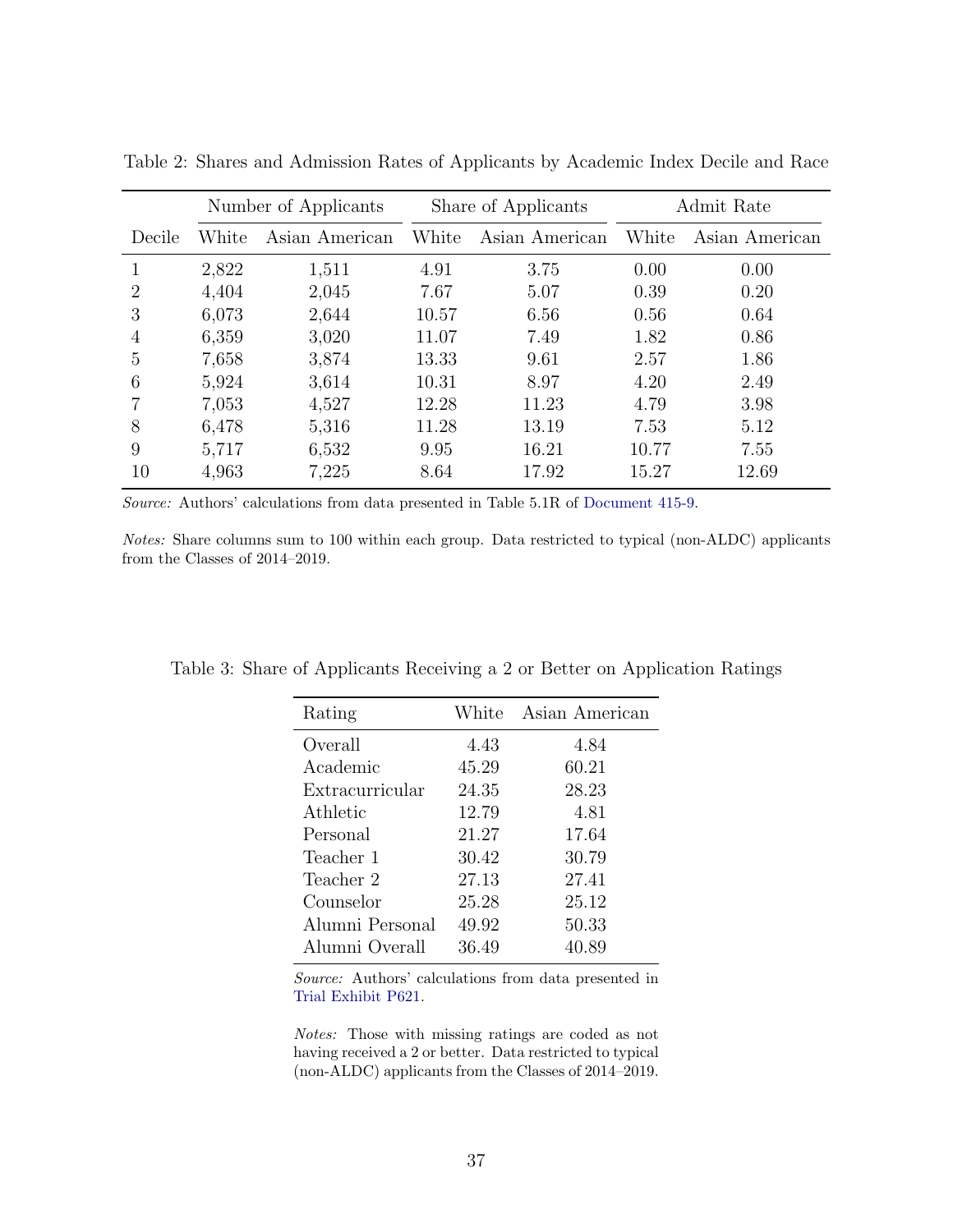Table 2: Shares and Admission Rates of Applicants by Academic Index Decile and Race

| | Number of Applicants | | Share of Applicants | | Admit Rate | |
|---|---|---|---|---|---|---|
| Decile | White | Asian American | White | Asian American | White | Asian American |
| 1 | 2,822 | 1,511 | 4.91 | 3.75 | 0.00 | 0.00 |
| 2 | 4,404 | 2,045 | 7.67 | 5.07 | 0.39 | 0.20 |
| 3 | 6,073 | 2,644 | 10.57 | 6.56 | 0.56 | 0.64 |
| 4 | 6,359 | 3,020 | 11.07 | 7.49 | 1.82 | 0.86 |
| 5 | 7,658 | 3,874 | 13.33 | 9.61 | 2.57 | 1.86 |
| 6 | 5,924 | 3,614 | 10.31 | 8.97 | 4.20 | 2.49 |
| 7 | 7,053 | 4,527 | 12.28 | 11.23 | 4.79 | 3.98 |
| 8 | 6,478 | 5,316 | 11.28 | 13.19 | 7.53 | 5.12 |
| 9 | 5,717 | 6,532 | 9.95 | 16.21 | 10.77 | 7.55 |
| 10 | 4,963 | 7,225 | 8.64 | 17.92 | 15.27 | 12.69 |

*Source:* Authors' calculations from data presented in Table 5.1R of Document 415-9.

*Notes:* Share columns sum to 100 within each group. Data restricted to typical (non-ALDC) applicants from the Classes of 2014–2019.

Table 3: Share of Applicants Receiving a 2 or Better on Application Ratings

| Rating | White | Asian American |
|---|---|---|
| Overall | 4.43 | 4.84 |
| Academic | 45.29 | 60.21 |
| Extracurricular | 24.35 | 28.23 |
| Athletic | 12.79 | 4.81 |
| Personal | 21.27 | 17.64 |
| Teacher 1 | 30.42 | 30.79 |
| Teacher 2 | 27.13 | 27.41 |
| Counselor | 25.28 | 25.12 |
| Alumni Personal | 49.92 | 50.33 |
| Alumni Overall | 36.49 | 40.89 |

*Source:* Authors' calculations from data presented in Trial Exhibit P621.

*Notes:* Those with missing ratings are coded as not having received a 2 or better. Data restricted to typical (non-ALDC) applicants from the Classes of 2014–2019.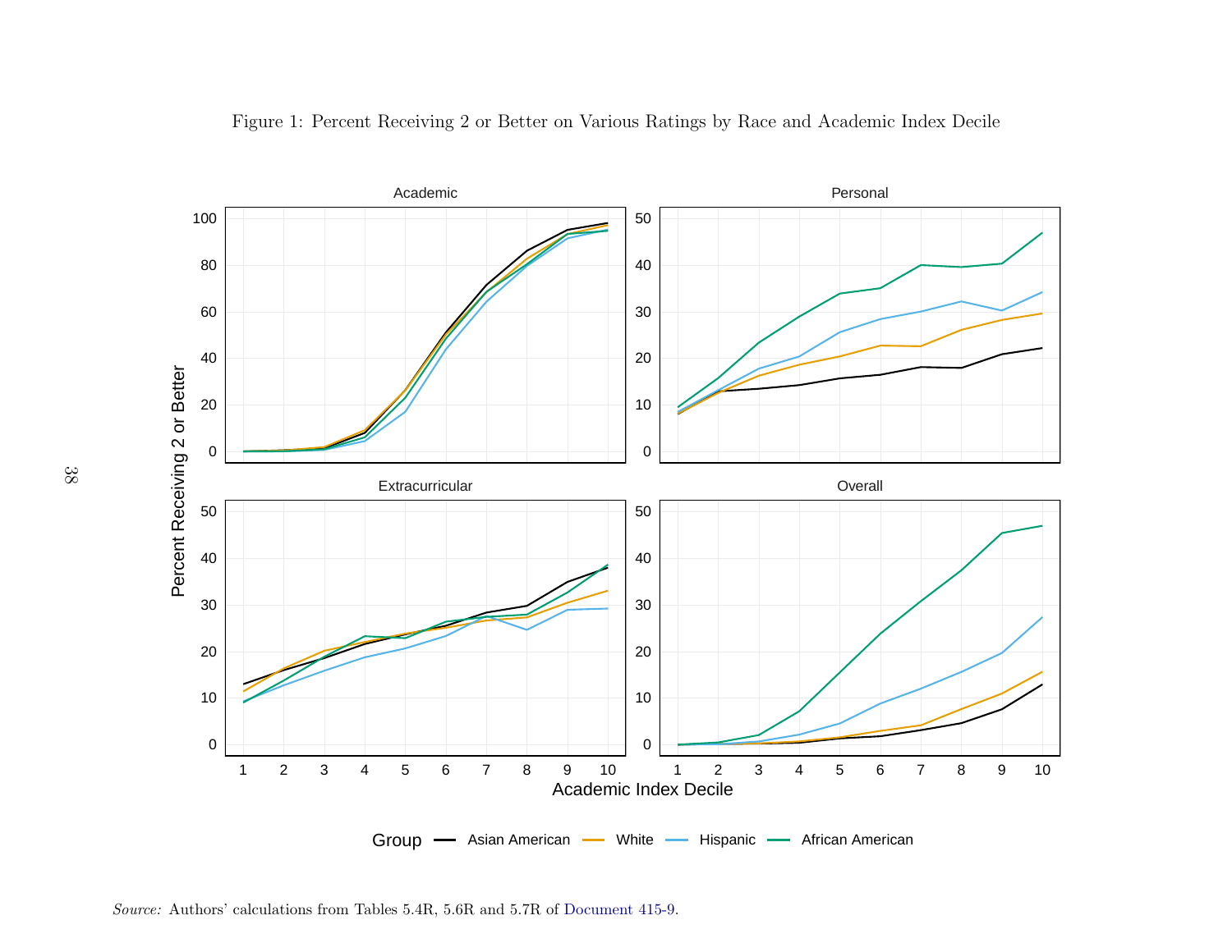Figure 1: Percent Receiving 2 or Better on Various Ratings by Race and Academic Index Decile

*Source:* Authors' calculations from Tables 5.4R, 5.6R and 5.7R of Document 415-9.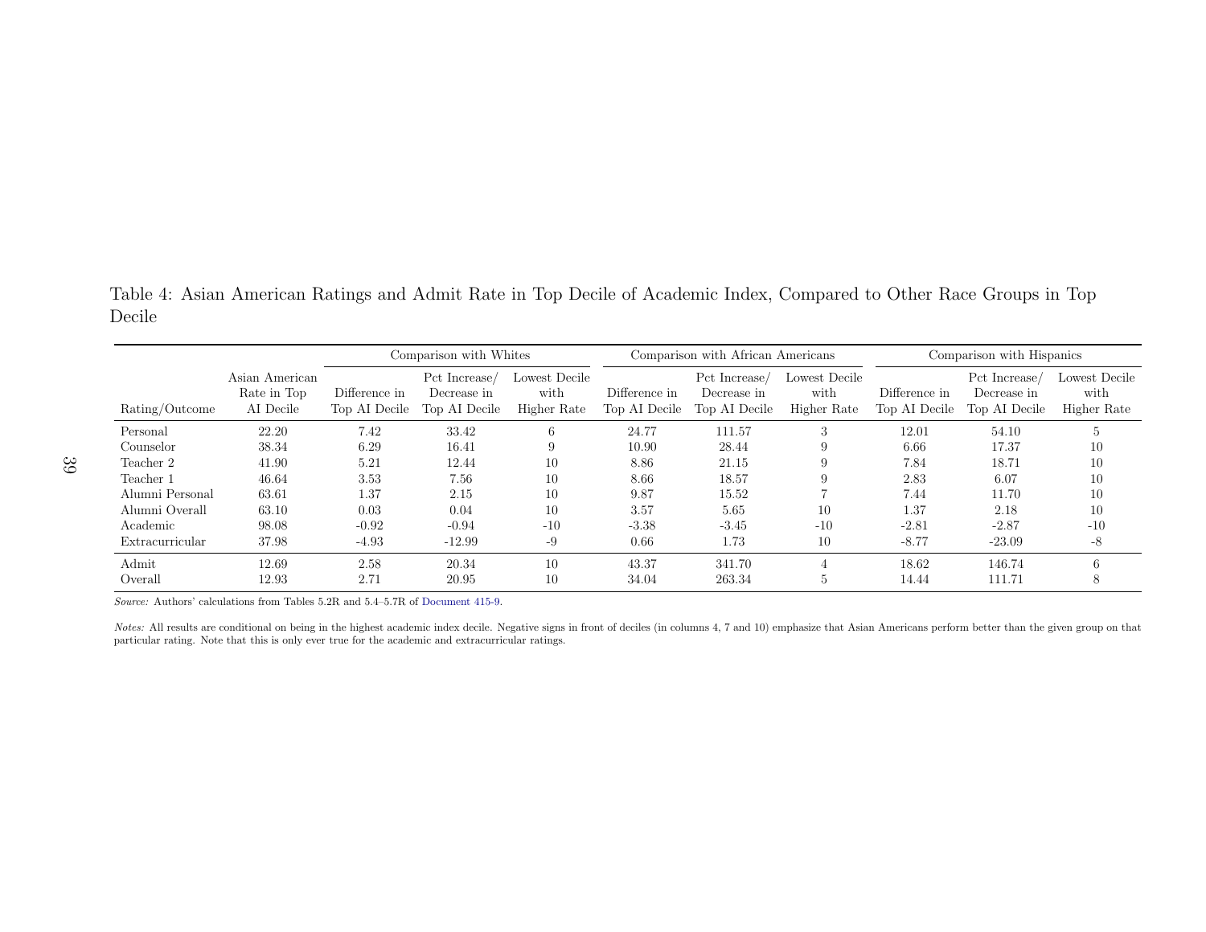Table 4: Asian American Ratings and Admit Rate in Top Decile of Academic Index, Compared to Other Race Groups in Top Decile

| | | Comparison with Whites | | | Comparison with African Americans | | | Comparison with Hispanics | | |
|---|---|---|---|---|---|---|---|---|---|---|
| Rating/Outcome | Asian American Rate in Top AI Decile | Difference in Top AI Decile | Pct Increase/ Decrease in Top AI Decile | Lowest Decile with Higher Rate | Difference in Top AI Decile | Pct Increase/ Decrease in Top AI Decile | Lowest Decile with Higher Rate | Difference in Top AI Decile | Pct Increase/ Decrease in Top AI Decile | Lowest Decile with Higher Rate |
| Personal | 22.20 | 7.42 | 33.42 | 6 | 24.77 | 111.57 | 3 | 12.01 | 54.10 | 5 |
| Counselor | 38.34 | 6.29 | 16.41 | 9 | 10.90 | 28.44 | 9 | 6.66 | 17.37 | 10 |
| Teacher 2 | 41.90 | 5.21 | 12.44 | 10 | 8.86 | 21.15 | 9 | 7.84 | 18.71 | 10 |
| Teacher 1 | 46.64 | 3.53 | 7.56 | 10 | 8.66 | 18.57 | 9 | 2.83 | 6.07 | 10 |
| Alumni Personal | 63.61 | 1.37 | 2.15 | 10 | 9.87 | 15.52 | 7 | 7.44 | 11.70 | 10 |
| Alumni Overall | 63.10 | 0.03 | 0.04 | 10 | 3.57 | 5.65 | 10 | 1.37 | 2.18 | 10 |
| Academic | 98.08 | -0.92 | -0.94 | -10 | -3.38 | -3.45 | -10 | -2.81 | -2.87 | -10 |
| Extracurricular | 37.98 | -4.93 | -12.99 | -9 | 0.66 | 1.73 | 10 | -8.77 | -23.09 | -8 |
| Admit | 12.69 | 2.58 | 20.34 | 10 | 43.37 | 341.70 | 4 | 18.62 | 146.74 | 6 |
| Overall | 12.93 | 2.71 | 20.95 | 10 | 34.04 | 263.34 | 5 | 14.44 | 111.71 | 8 |

*Source:* Authors' calculations from Tables 5.2R and 5.4–5.7R of Document 415-9.

*Notes:* All results are conditional on being in the highest academic index decile. Negative signs in front of deciles (in columns 4, 7 and 10) emphasize that Asian Americans perform better than the given group on that particular rating. Note that this is only ever true for the academic and extracurricular ratings.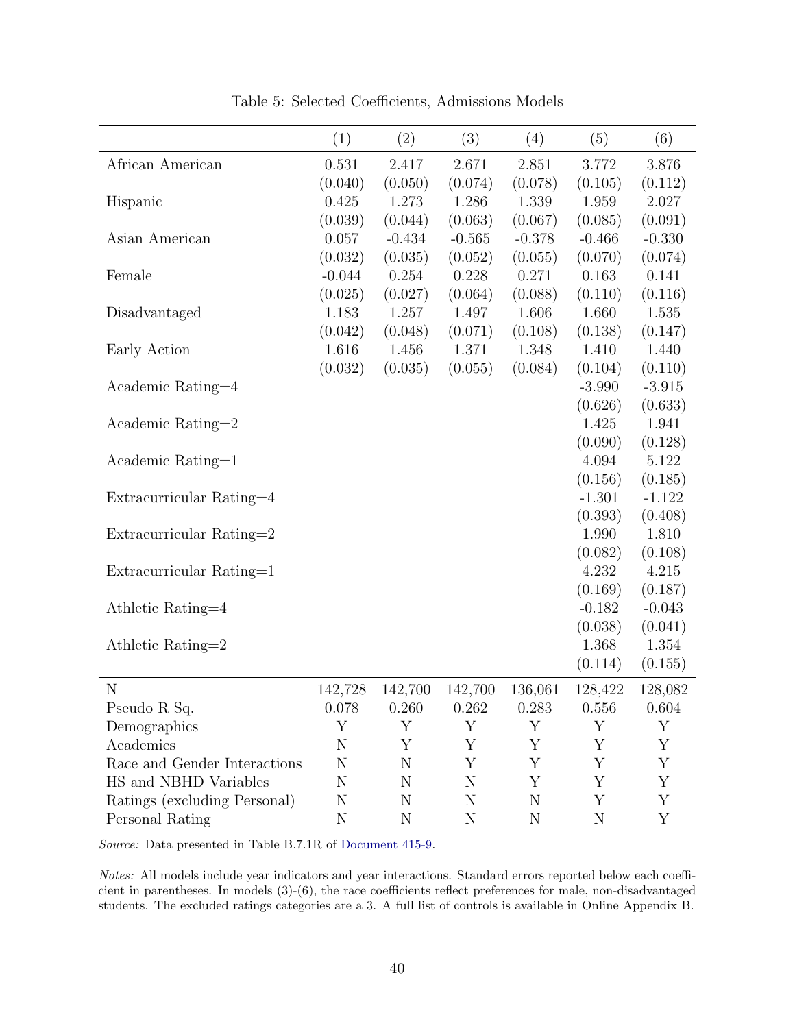Table 5: Selected Coefficients, Admissions Models

| | (1) | (2) | (3) | (4) | (5) | (6) |
|---|---|---|---|---|---|---|
| African American | 0.531 | 2.417 | 2.671 | 2.851 | 3.772 | 3.876 |
| | (0.040) | (0.050) | (0.074) | (0.078) | (0.105) | (0.112) |
| Hispanic | 0.425 | 1.273 | 1.286 | 1.339 | 1.959 | 2.027 |
| | (0.039) | (0.044) | (0.063) | (0.067) | (0.085) | (0.091) |
| Asian American | 0.057 | -0.434 | -0.565 | -0.378 | -0.466 | -0.330 |
| | (0.032) | (0.035) | (0.052) | (0.055) | (0.070) | (0.074) |
| Female | -0.044 | 0.254 | 0.228 | 0.271 | 0.163 | 0.141 |
| | (0.025) | (0.027) | (0.064) | (0.088) | (0.110) | (0.116) |
| Disadvantaged | 1.183 | 1.257 | 1.497 | 1.606 | 1.660 | 1.535 |
| | (0.042) | (0.048) | (0.071) | (0.108) | (0.138) | (0.147) |
| Early Action | 1.616 | 1.456 | 1.371 | 1.348 | 1.410 | 1.440 |
| | (0.032) | (0.035) | (0.055) | (0.084) | (0.104) | (0.110) |
| Academic Rating=4 | | | | | -3.990 | -3.915 |
| | | | | | (0.626) | (0.633) |
| Academic Rating=2 | | | | | 1.425 | 1.941 |
| | | | | | (0.090) | (0.128) |
| Academic Rating=1 | | | | | 4.094 | 5.122 |
| | | | | | (0.156) | (0.185) |
| Extracurricular Rating=4 | | | | | -1.301 | -1.122 |
| | | | | | (0.393) | (0.408) |
| Extracurricular Rating=2 | | | | | 1.990 | 1.810 |
| | | | | | (0.082) | (0.108) |
| Extracurricular Rating=1 | | | | | 4.232 | 4.215 |
| | | | | | (0.169) | (0.187) |
| Athletic Rating=4 | | | | | -0.182 | -0.043 |
| | | | | | (0.038) | (0.041) |
| Athletic Rating=2 | | | | | 1.368 | 1.354 |
| | | | | | (0.114) | (0.155) |
| N | 142,728 | 142,700 | 142,700 | 136,061 | 128,422 | 128,082 |
| Pseudo R Sq. | 0.078 | 0.260 | 0.262 | 0.283 | 0.556 | 0.604 |
| Demographics | Y | Y | Y | Y | Y | Y |
| Academics | N | Y | Y | Y | Y | Y |
| Race and Gender Interactions | N | N | Y | Y | Y | Y |
| HS and NBHD Variables | N | N | N | Y | Y | Y |
| Ratings (excluding Personal) | N | N | N | N | Y | Y |
| Personal Rating | N | N | N | N | N | Y |

*Source:* Data presented in Table B.7.1R of Document 415-9.

*Notes:* All models include year indicators and year interactions. Standard errors reported below each coefficient in parentheses. In models (3)-(6), the race coefficients reflect preferences for male, non-disadvantaged students. The excluded ratings categories are a 3. A full list of controls is available in Online Appendix B.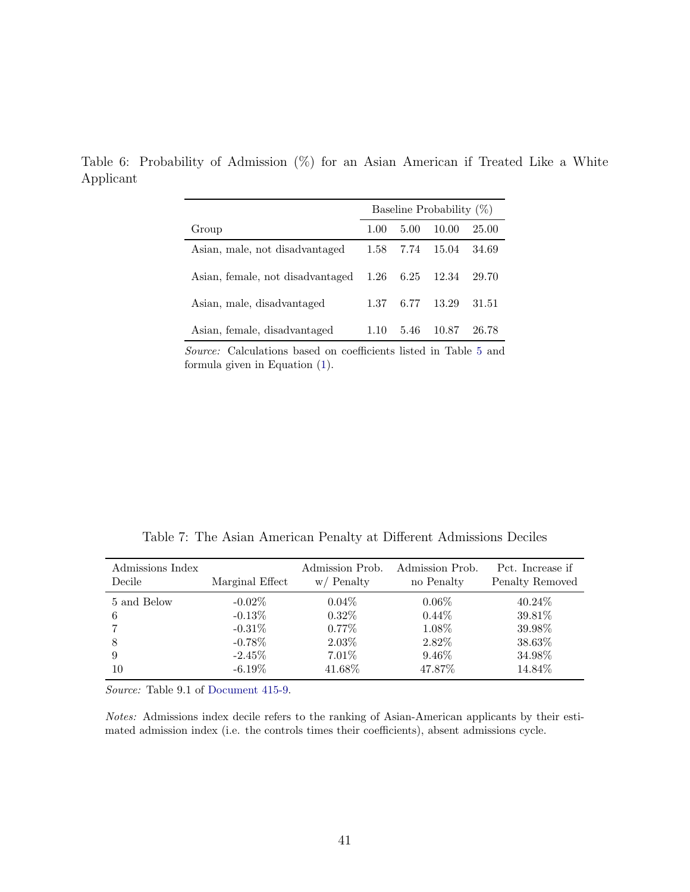Table 6: Probability of Admission (%) for an Asian American if Treated Like a White Applicant

| | Baseline Probability (%) | | | |
|---|---|---|---|---|
| Group | 1.00 | 5.00 | 10.00 | 25.00 |
| Asian, male, not disadvantaged | 1.58 | 7.74 | 15.04 | 34.69 |
| Asian, female, not disadvantaged | 1.26 | 6.25 | 12.34 | 29.70 |
| Asian, male, disadvantaged | 1.37 | 6.77 | 13.29 | 31.51 |
| Asian, female, disadvantaged | 1.10 | 5.46 | 10.87 | 26.78 |

*Source:* Calculations based on coefficients listed in Table 5 and formula given in Equation (1).

Table 7: The Asian American Penalty at Different Admissions Deciles

| Admissions Index Decile | Marginal Effect | Admission Prob. w/ Penalty | Admission Prob. no Penalty | Pct. Increase if Penalty Removed |
|---|---|---|---|---|
| 5 and Below | -0.02% | 0.04% | 0.06% | 40.24% |
| 6 | -0.13% | 0.32% | 0.44% | 39.81% |
| 7 | -0.31% | 0.77% | 1.08% | 39.98% |
| 8 | -0.78% | 2.03% | 2.82% | 38.63% |
| 9 | -2.45% | 7.01% | 9.46% | 34.98% |
| 10 | -6.19% | 41.68% | 47.87% | 14.84% |

*Source:* Table 9.1 of Document 415-9.

*Notes:* Admissions index decile refers to the ranking of Asian-American applicants by their estimated admission index (i.e. the controls times their coefficients), absent admissions cycle.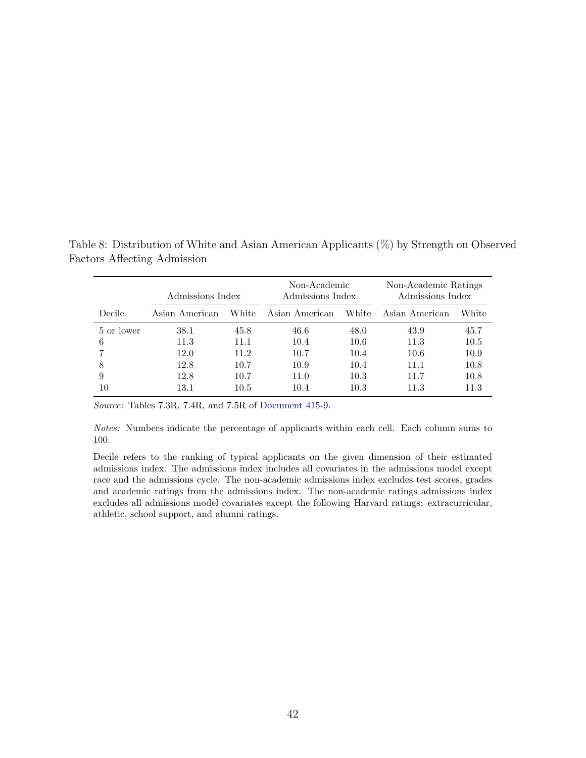Table 8: Distribution of White and Asian American Applicants (%) by Strength on Observed Factors Affecting Admission

| | Admissions Index | | Non-Academic Admissions Index | | Non-Academic Ratings Admissions Index | |
|---|---|---|---|---|---|---|
| Decile | Asian American | White | Asian American | White | Asian American | White |
| 5 or lower | 38.1 | 45.8 | 46.6 | 48.0 | 43.9 | 45.7 |
| 6 | 11.3 | 11.1 | 10.4 | 10.6 | 11.3 | 10.5 |
| 7 | 12.0 | 11.2 | 10.7 | 10.4 | 10.6 | 10.9 |
| 8 | 12.8 | 10.7 | 10.9 | 10.4 | 11.1 | 10.8 |
| 9 | 12.8 | 10.7 | 11.0 | 10.3 | 11.7 | 10.8 |
| 10 | 13.1 | 10.5 | 10.4 | 10.3 | 11.3 | 11.3 |

*Source:* Tables 7.3R, 7.4R, and 7.5R of Document 415-9.

*Notes:* Numbers indicate the percentage of applicants within each cell. Each column sums to 100.

Decile refers to the ranking of typical applicants on the given dimension of their estimated admissions index. The admissions index includes all covariates in the admissions model except race and the admissions cycle. The non-academic admissions index excludes test scores, grades and academic ratings from the admissions index. The non-academic ratings admissions index excludes all admissions model covariates except the following Harvard ratings: extracurricular, athletic, school support, and alumni ratings.